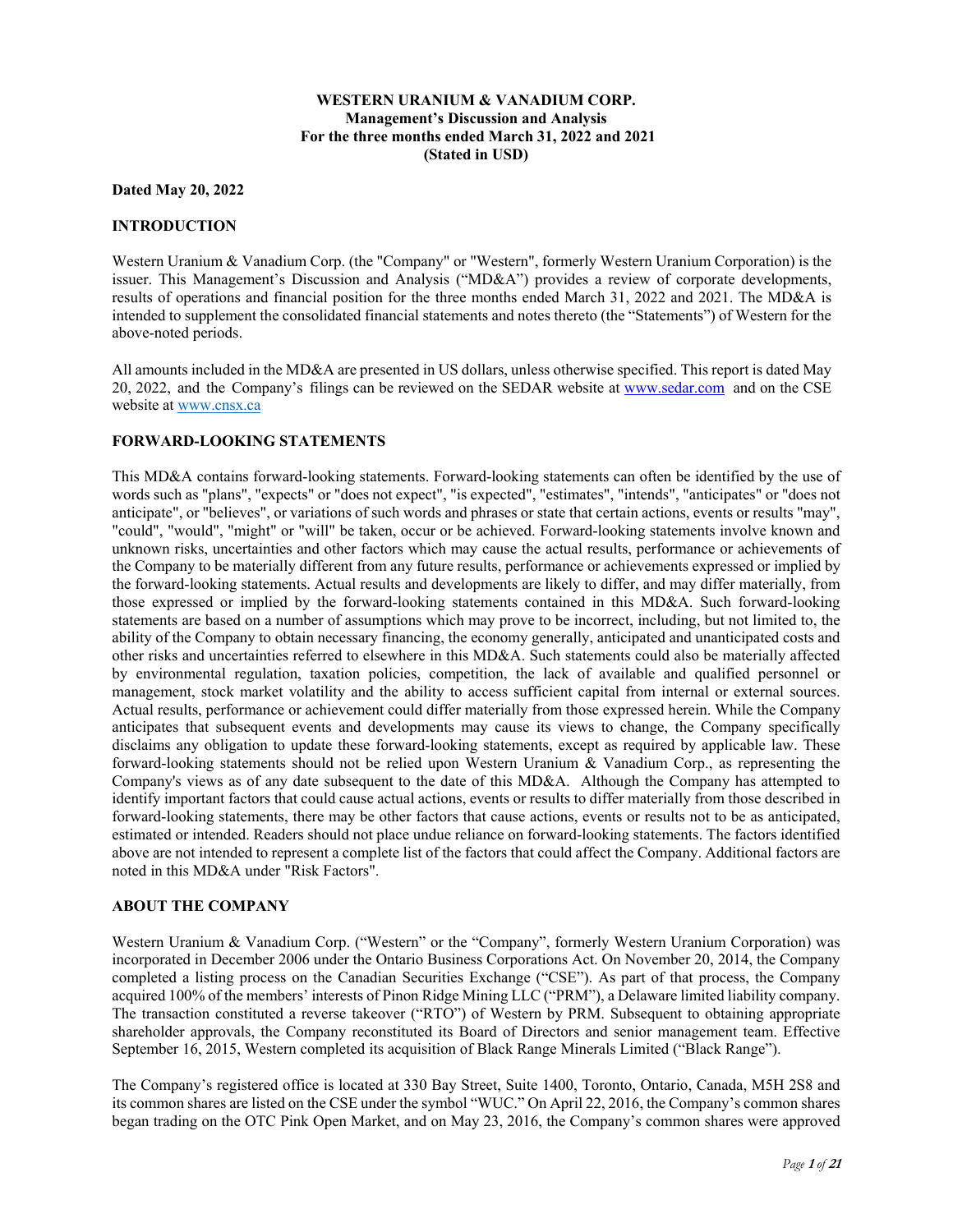**WESTERN URANIUM & VANADIUM CORP.**
**Management's Discussion and Analysis**
**For the three months ended March 31, 2022 and 2021**
**(Stated in USD)**

**Dated May 20, 2022**

## INTRODUCTION

Western Uranium & Vanadium Corp. (the "Company" or "Western", formerly Western Uranium Corporation) is the issuer. This Management's Discussion and Analysis ("MD&A") provides a review of corporate developments, results of operations and financial position for the three months ended March 31, 2022 and 2021. The MD&A is intended to supplement the consolidated financial statements and notes thereto (the "Statements") of Western for the above-noted periods.

All amounts included in the MD&A are presented in US dollars, unless otherwise specified. This report is dated May 20, 2022, and the Company's filings can be reviewed on the SEDAR website at www.sedar.com and on the CSE website at www.cnsx.ca

## FORWARD-LOOKING STATEMENTS

This MD&A contains forward-looking statements. Forward-looking statements can often be identified by the use of words such as "plans", "expects" or "does not expect", "is expected", "estimates", "intends", "anticipates" or "does not anticipate", or "believes", or variations of such words and phrases or state that certain actions, events or results "may", "could", "would", "might" or "will" be taken, occur or be achieved. Forward-looking statements involve known and unknown risks, uncertainties and other factors which may cause the actual results, performance or achievements of the Company to be materially different from any future results, performance or achievements expressed or implied by the forward-looking statements. Actual results and developments are likely to differ, and may differ materially, from those expressed or implied by the forward-looking statements contained in this MD&A. Such forward-looking statements are based on a number of assumptions which may prove to be incorrect, including, but not limited to, the ability of the Company to obtain necessary financing, the economy generally, anticipated and unanticipated costs and other risks and uncertainties referred to elsewhere in this MD&A. Such statements could also be materially affected by environmental regulation, taxation policies, competition, the lack of available and qualified personnel or management, stock market volatility and the ability to access sufficient capital from internal or external sources. Actual results, performance or achievement could differ materially from those expressed herein. While the Company anticipates that subsequent events and developments may cause its views to change, the Company specifically disclaims any obligation to update these forward-looking statements, except as required by applicable law. These forward-looking statements should not be relied upon Western Uranium & Vanadium Corp., as representing the Company's views as of any date subsequent to the date of this MD&A. Although the Company has attempted to identify important factors that could cause actual actions, events or results to differ materially from those described in forward-looking statements, there may be other factors that cause actions, events or results not to be as anticipated, estimated or intended. Readers should not place undue reliance on forward-looking statements. The factors identified above are not intended to represent a complete list of the factors that could affect the Company. Additional factors are noted in this MD&A under "Risk Factors".

## ABOUT THE COMPANY

Western Uranium & Vanadium Corp. ("Western" or the "Company", formerly Western Uranium Corporation) was incorporated in December 2006 under the Ontario Business Corporations Act. On November 20, 2014, the Company completed a listing process on the Canadian Securities Exchange ("CSE"). As part of that process, the Company acquired 100% of the members' interests of Pinon Ridge Mining LLC ("PRM"), a Delaware limited liability company. The transaction constituted a reverse takeover ("RTO") of Western by PRM. Subsequent to obtaining appropriate shareholder approvals, the Company reconstituted its Board of Directors and senior management team. Effective September 16, 2015, Western completed its acquisition of Black Range Minerals Limited ("Black Range").

The Company's registered office is located at 330 Bay Street, Suite 1400, Toronto, Ontario, Canada, M5H 2S8 and its common shares are listed on the CSE under the symbol "WUC." On April 22, 2016, the Company's common shares began trading on the OTC Pink Open Market, and on May 23, 2016, the Company's common shares were approved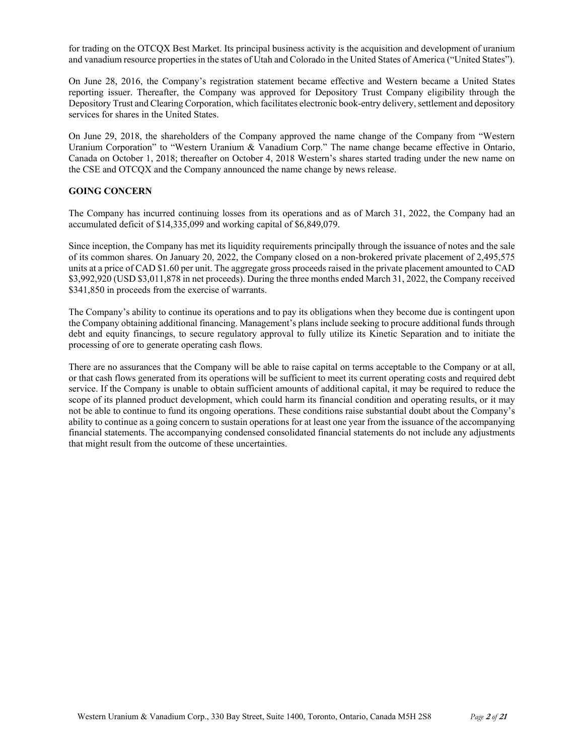for trading on the OTCQX Best Market. Its principal business activity is the acquisition and development of uranium and vanadium resource properties in the states of Utah and Colorado in the United States of America ("United States").

On June 28, 2016, the Company's registration statement became effective and Western became a United States reporting issuer. Thereafter, the Company was approved for Depository Trust Company eligibility through the Depository Trust and Clearing Corporation, which facilitates electronic book-entry delivery, settlement and depository services for shares in the United States.

On June 29, 2018, the shareholders of the Company approved the name change of the Company from "Western Uranium Corporation" to "Western Uranium & Vanadium Corp." The name change became effective in Ontario, Canada on October 1, 2018; thereafter on October 4, 2018 Western's shares started trading under the new name on the CSE and OTCQX and the Company announced the name change by news release.

**GOING CONCERN**

The Company has incurred continuing losses from its operations and as of March 31, 2022, the Company had an accumulated deficit of $14,335,099 and working capital of $6,849,079.

Since inception, the Company has met its liquidity requirements principally through the issuance of notes and the sale of its common shares. On January 20, 2022, the Company closed on a non-brokered private placement of 2,495,575 units at a price of CAD $1.60 per unit. The aggregate gross proceeds raised in the private placement amounted to CAD $3,992,920 (USD $3,011,878 in net proceeds). During the three months ended March 31, 2022, the Company received $341,850 in proceeds from the exercise of warrants.

The Company's ability to continue its operations and to pay its obligations when they become due is contingent upon the Company obtaining additional financing. Management's plans include seeking to procure additional funds through debt and equity financings, to secure regulatory approval to fully utilize its Kinetic Separation and to initiate the processing of ore to generate operating cash flows.

There are no assurances that the Company will be able to raise capital on terms acceptable to the Company or at all, or that cash flows generated from its operations will be sufficient to meet its current operating costs and required debt service. If the Company is unable to obtain sufficient amounts of additional capital, it may be required to reduce the scope of its planned product development, which could harm its financial condition and operating results, or it may not be able to continue to fund its ongoing operations. These conditions raise substantial doubt about the Company's ability to continue as a going concern to sustain operations for at least one year from the issuance of the accompanying financial statements. The accompanying condensed consolidated financial statements do not include any adjustments that might result from the outcome of these uncertainties.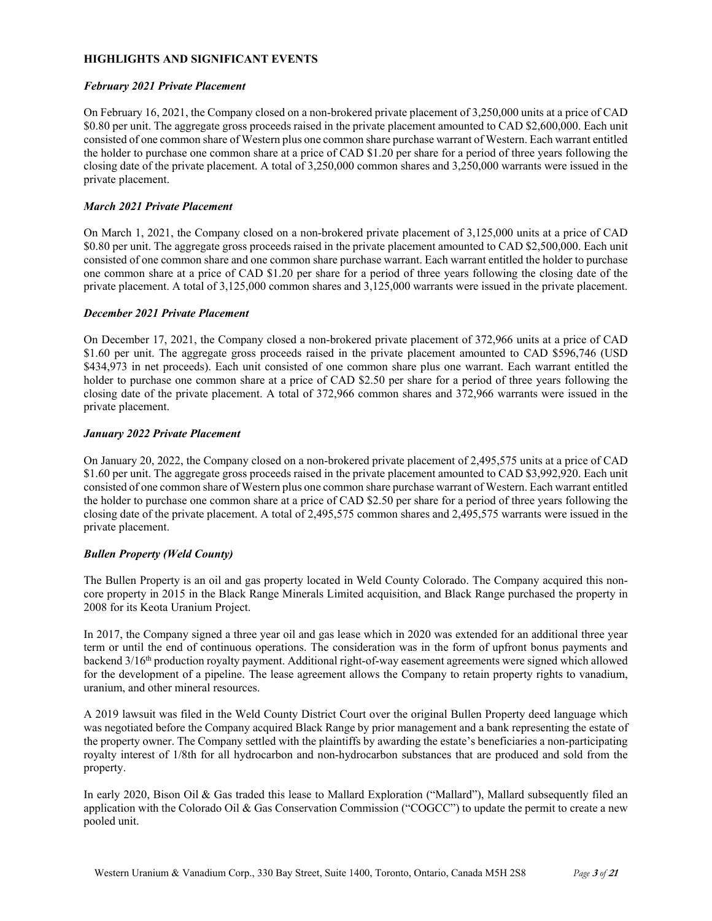## HIGHLIGHTS AND SIGNIFICANT EVENTS

### *February 2021 Private Placement*

On February 16, 2021, the Company closed on a non-brokered private placement of 3,250,000 units at a price of CAD $0.80 per unit. The aggregate gross proceeds raised in the private placement amounted to CAD $2,600,000. Each unit consisted of one common share of Western plus one common share purchase warrant of Western. Each warrant entitled the holder to purchase one common share at a price of CAD $1.20 per share for a period of three years following the closing date of the private placement. A total of 3,250,000 common shares and 3,250,000 warrants were issued in the private placement.

### *March 2021 Private Placement*

On March 1, 2021, the Company closed on a non-brokered private placement of 3,125,000 units at a price of CAD $0.80 per unit. The aggregate gross proceeds raised in the private placement amounted to CAD $2,500,000. Each unit consisted of one common share and one common share purchase warrant. Each warrant entitled the holder to purchase one common share at a price of CAD $1.20 per share for a period of three years following the closing date of the private placement. A total of 3,125,000 common shares and 3,125,000 warrants were issued in the private placement.

### *December 2021 Private Placement*

On December 17, 2021, the Company closed a non-brokered private placement of 372,966 units at a price of CAD $1.60 per unit. The aggregate gross proceeds raised in the private placement amounted to CAD $596,746 (USD $434,973 in net proceeds). Each unit consisted of one common share plus one warrant. Each warrant entitled the holder to purchase one common share at a price of CAD $2.50 per share for a period of three years following the closing date of the private placement. A total of 372,966 common shares and 372,966 warrants were issued in the private placement.

### *January 2022 Private Placement*

On January 20, 2022, the Company closed on a non-brokered private placement of 2,495,575 units at a price of CAD $1.60 per unit. The aggregate gross proceeds raised in the private placement amounted to CAD $3,992,920. Each unit consisted of one common share of Western plus one common share purchase warrant of Western. Each warrant entitled the holder to purchase one common share at a price of CAD $2.50 per share for a period of three years following the closing date of the private placement. A total of 2,495,575 common shares and 2,495,575 warrants were issued in the private placement.

### *Bullen Property (Weld County)*

The Bullen Property is an oil and gas property located in Weld County Colorado. The Company acquired this non-core property in 2015 in the Black Range Minerals Limited acquisition, and Black Range purchased the property in 2008 for its Keota Uranium Project.

In 2017, the Company signed a three year oil and gas lease which in 2020 was extended for an additional three year term or until the end of continuous operations. The consideration was in the form of upfront bonus payments and backend 3/16th production royalty payment. Additional right-of-way easement agreements were signed which allowed for the development of a pipeline. The lease agreement allows the Company to retain property rights to vanadium, uranium, and other mineral resources.

A 2019 lawsuit was filed in the Weld County District Court over the original Bullen Property deed language which was negotiated before the Company acquired Black Range by prior management and a bank representing the estate of the property owner. The Company settled with the plaintiffs by awarding the estate's beneficiaries a non-participating royalty interest of 1/8th for all hydrocarbon and non-hydrocarbon substances that are produced and sold from the property.

In early 2020, Bison Oil & Gas traded this lease to Mallard Exploration ("Mallard"), Mallard subsequently filed an application with the Colorado Oil & Gas Conservation Commission ("COGCC") to update the permit to create a new pooled unit.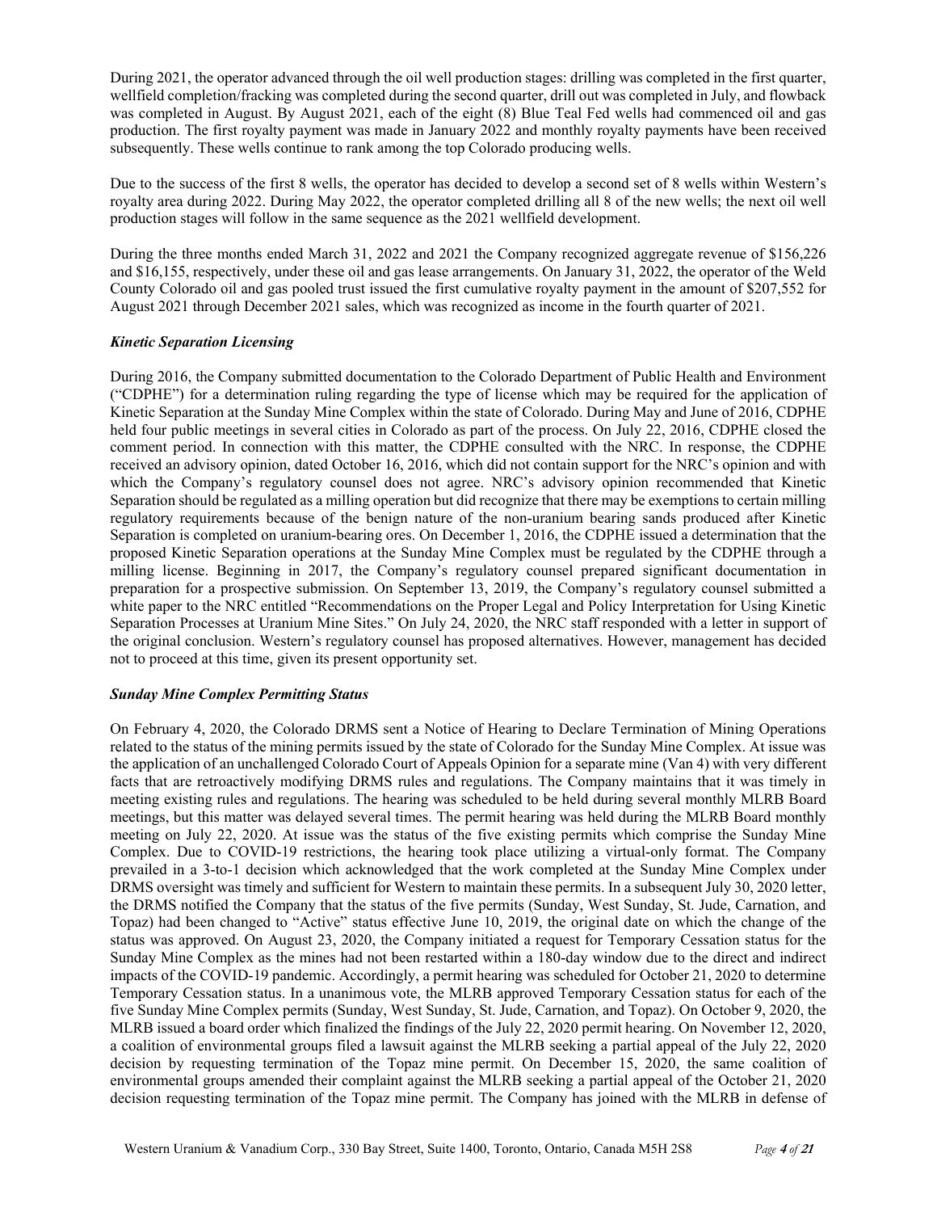During 2021, the operator advanced through the oil well production stages: drilling was completed in the first quarter, wellfield completion/fracking was completed during the second quarter, drill out was completed in July, and flowback was completed in August. By August 2021, each of the eight (8) Blue Teal Fed wells had commenced oil and gas production. The first royalty payment was made in January 2022 and monthly royalty payments have been received subsequently. These wells continue to rank among the top Colorado producing wells.

Due to the success of the first 8 wells, the operator has decided to develop a second set of 8 wells within Western's royalty area during 2022. During May 2022, the operator completed drilling all 8 of the new wells; the next oil well production stages will follow in the same sequence as the 2021 wellfield development.

During the three months ended March 31, 2022 and 2021 the Company recognized aggregate revenue of $156,226 and $16,155, respectively, under these oil and gas lease arrangements. On January 31, 2022, the operator of the Weld County Colorado oil and gas pooled trust issued the first cumulative royalty payment in the amount of $207,552 for August 2021 through December 2021 sales, which was recognized as income in the fourth quarter of 2021.

***Kinetic Separation Licensing***

During 2016, the Company submitted documentation to the Colorado Department of Public Health and Environment ("CDPHE") for a determination ruling regarding the type of license which may be required for the application of Kinetic Separation at the Sunday Mine Complex within the state of Colorado. During May and June of 2016, CDPHE held four public meetings in several cities in Colorado as part of the process. On July 22, 2016, CDPHE closed the comment period. In connection with this matter, the CDPHE consulted with the NRC. In response, the CDPHE received an advisory opinion, dated October 16, 2016, which did not contain support for the NRC's opinion and with which the Company's regulatory counsel does not agree. NRC's advisory opinion recommended that Kinetic Separation should be regulated as a milling operation but did recognize that there may be exemptions to certain milling regulatory requirements because of the benign nature of the non-uranium bearing sands produced after Kinetic Separation is completed on uranium-bearing ores. On December 1, 2016, the CDPHE issued a determination that the proposed Kinetic Separation operations at the Sunday Mine Complex must be regulated by the CDPHE through a milling license. Beginning in 2017, the Company's regulatory counsel prepared significant documentation in preparation for a prospective submission. On September 13, 2019, the Company's regulatory counsel submitted a white paper to the NRC entitled "Recommendations on the Proper Legal and Policy Interpretation for Using Kinetic Separation Processes at Uranium Mine Sites." On July 24, 2020, the NRC staff responded with a letter in support of the original conclusion. Western's regulatory counsel has proposed alternatives. However, management has decided not to proceed at this time, given its present opportunity set.

***Sunday Mine Complex Permitting Status***

On February 4, 2020, the Colorado DRMS sent a Notice of Hearing to Declare Termination of Mining Operations related to the status of the mining permits issued by the state of Colorado for the Sunday Mine Complex. At issue was the application of an unchallenged Colorado Court of Appeals Opinion for a separate mine (Van 4) with very different facts that are retroactively modifying DRMS rules and regulations. The Company maintains that it was timely in meeting existing rules and regulations. The hearing was scheduled to be held during several monthly MLRB Board meetings, but this matter was delayed several times. The permit hearing was held during the MLRB Board monthly meeting on July 22, 2020. At issue was the status of the five existing permits which comprise the Sunday Mine Complex. Due to COVID-19 restrictions, the hearing took place utilizing a virtual-only format. The Company prevailed in a 3-to-1 decision which acknowledged that the work completed at the Sunday Mine Complex under DRMS oversight was timely and sufficient for Western to maintain these permits. In a subsequent July 30, 2020 letter, the DRMS notified the Company that the status of the five permits (Sunday, West Sunday, St. Jude, Carnation, and Topaz) had been changed to "Active" status effective June 10, 2019, the original date on which the change of the status was approved. On August 23, 2020, the Company initiated a request for Temporary Cessation status for the Sunday Mine Complex as the mines had not been restarted within a 180-day window due to the direct and indirect impacts of the COVID-19 pandemic. Accordingly, a permit hearing was scheduled for October 21, 2020 to determine Temporary Cessation status. In a unanimous vote, the MLRB approved Temporary Cessation status for each of the five Sunday Mine Complex permits (Sunday, West Sunday, St. Jude, Carnation, and Topaz). On October 9, 2020, the MLRB issued a board order which finalized the findings of the July 22, 2020 permit hearing. On November 12, 2020, a coalition of environmental groups filed a lawsuit against the MLRB seeking a partial appeal of the July 22, 2020 decision by requesting termination of the Topaz mine permit. On December 15, 2020, the same coalition of environmental groups amended their complaint against the MLRB seeking a partial appeal of the October 21, 2020 decision requesting termination of the Topaz mine permit. The Company has joined with the MLRB in defense of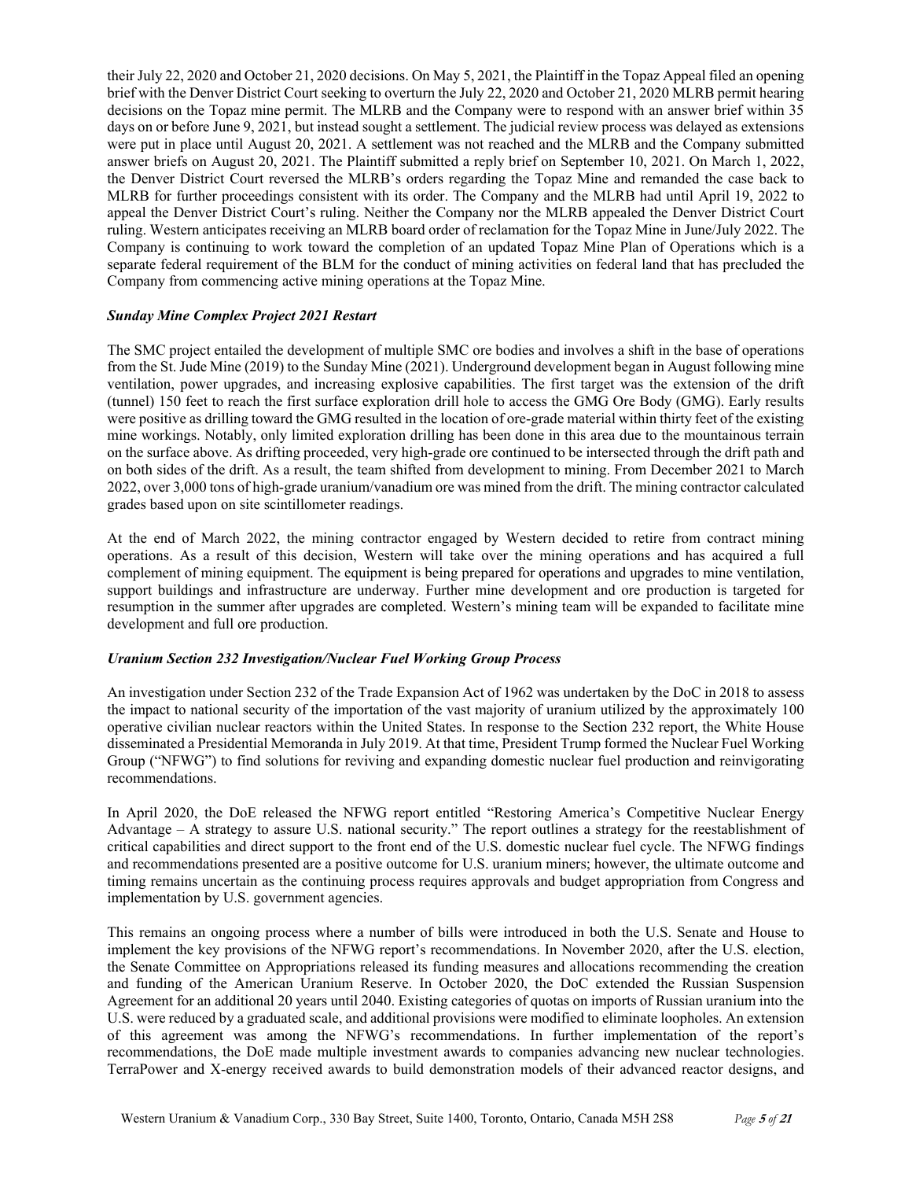their July 22, 2020 and October 21, 2020 decisions. On May 5, 2021, the Plaintiff in the Topaz Appeal filed an opening brief with the Denver District Court seeking to overturn the July 22, 2020 and October 21, 2020 MLRB permit hearing decisions on the Topaz mine permit. The MLRB and the Company were to respond with an answer brief within 35 days on or before June 9, 2021, but instead sought a settlement. The judicial review process was delayed as extensions were put in place until August 20, 2021. A settlement was not reached and the MLRB and the Company submitted answer briefs on August 20, 2021. The Plaintiff submitted a reply brief on September 10, 2021. On March 1, 2022, the Denver District Court reversed the MLRB's orders regarding the Topaz Mine and remanded the case back to MLRB for further proceedings consistent with its order. The Company and the MLRB had until April 19, 2022 to appeal the Denver District Court's ruling. Neither the Company nor the MLRB appealed the Denver District Court ruling. Western anticipates receiving an MLRB board order of reclamation for the Topaz Mine in June/July 2022. The Company is continuing to work toward the completion of an updated Topaz Mine Plan of Operations which is a separate federal requirement of the BLM for the conduct of mining activities on federal land that has precluded the Company from commencing active mining operations at the Topaz Mine.

***Sunday Mine Complex Project 2021 Restart***

The SMC project entailed the development of multiple SMC ore bodies and involves a shift in the base of operations from the St. Jude Mine (2019) to the Sunday Mine (2021). Underground development began in August following mine ventilation, power upgrades, and increasing explosive capabilities. The first target was the extension of the drift (tunnel) 150 feet to reach the first surface exploration drill hole to access the GMG Ore Body (GMG). Early results were positive as drilling toward the GMG resulted in the location of ore-grade material within thirty feet of the existing mine workings. Notably, only limited exploration drilling has been done in this area due to the mountainous terrain on the surface above. As drifting proceeded, very high-grade ore continued to be intersected through the drift path and on both sides of the drift. As a result, the team shifted from development to mining. From December 2021 to March 2022, over 3,000 tons of high-grade uranium/vanadium ore was mined from the drift. The mining contractor calculated grades based upon on site scintillometer readings.

At the end of March 2022, the mining contractor engaged by Western decided to retire from contract mining operations. As a result of this decision, Western will take over the mining operations and has acquired a full complement of mining equipment. The equipment is being prepared for operations and upgrades to mine ventilation, support buildings and infrastructure are underway. Further mine development and ore production is targeted for resumption in the summer after upgrades are completed. Western's mining team will be expanded to facilitate mine development and full ore production.

***Uranium Section 232 Investigation/Nuclear Fuel Working Group Process***

An investigation under Section 232 of the Trade Expansion Act of 1962 was undertaken by the DoC in 2018 to assess the impact to national security of the importation of the vast majority of uranium utilized by the approximately 100 operative civilian nuclear reactors within the United States. In response to the Section 232 report, the White House disseminated a Presidential Memoranda in July 2019. At that time, President Trump formed the Nuclear Fuel Working Group ("NFWG") to find solutions for reviving and expanding domestic nuclear fuel production and reinvigorating recommendations.

In April 2020, the DoE released the NFWG report entitled "Restoring America's Competitive Nuclear Energy Advantage – A strategy to assure U.S. national security." The report outlines a strategy for the reestablishment of critical capabilities and direct support to the front end of the U.S. domestic nuclear fuel cycle. The NFWG findings and recommendations presented are a positive outcome for U.S. uranium miners; however, the ultimate outcome and timing remains uncertain as the continuing process requires approvals and budget appropriation from Congress and implementation by U.S. government agencies.

This remains an ongoing process where a number of bills were introduced in both the U.S. Senate and House to implement the key provisions of the NFWG report's recommendations. In November 2020, after the U.S. election, the Senate Committee on Appropriations released its funding measures and allocations recommending the creation and funding of the American Uranium Reserve. In October 2020, the DoC extended the Russian Suspension Agreement for an additional 20 years until 2040. Existing categories of quotas on imports of Russian uranium into the U.S. were reduced by a graduated scale, and additional provisions were modified to eliminate loopholes. An extension of this agreement was among the NFWG's recommendations. In further implementation of the report's recommendations, the DoE made multiple investment awards to companies advancing new nuclear technologies. TerraPower and X-energy received awards to build demonstration models of their advanced reactor designs, and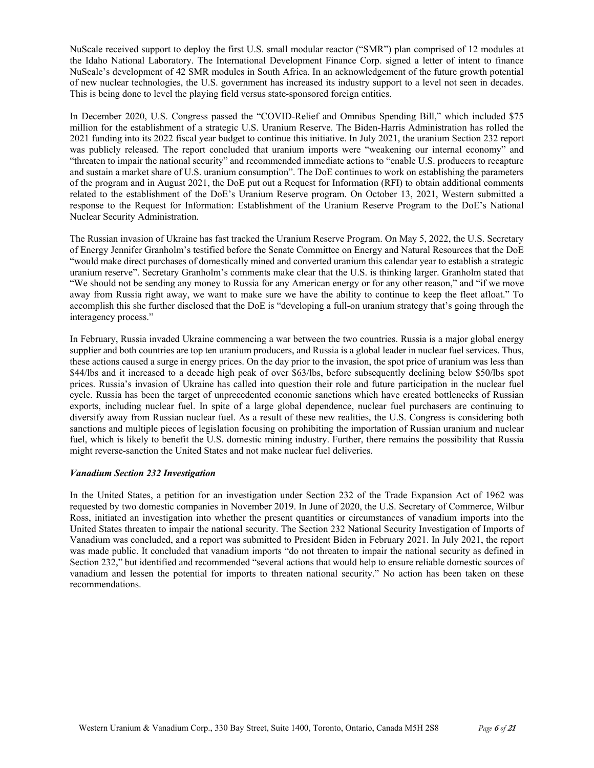NuScale received support to deploy the first U.S. small modular reactor ("SMR") plan comprised of 12 modules at the Idaho National Laboratory. The International Development Finance Corp. signed a letter of intent to finance NuScale's development of 42 SMR modules in South Africa. In an acknowledgement of the future growth potential of new nuclear technologies, the U.S. government has increased its industry support to a level not seen in decades. This is being done to level the playing field versus state-sponsored foreign entities.

In December 2020, U.S. Congress passed the "COVID-Relief and Omnibus Spending Bill," which included $75 million for the establishment of a strategic U.S. Uranium Reserve. The Biden-Harris Administration has rolled the 2021 funding into its 2022 fiscal year budget to continue this initiative. In July 2021, the uranium Section 232 report was publicly released. The report concluded that uranium imports were "weakening our internal economy" and "threaten to impair the national security" and recommended immediate actions to "enable U.S. producers to recapture and sustain a market share of U.S. uranium consumption". The DoE continues to work on establishing the parameters of the program and in August 2021, the DoE put out a Request for Information (RFI) to obtain additional comments related to the establishment of the DoE's Uranium Reserve program. On October 13, 2021, Western submitted a response to the Request for Information: Establishment of the Uranium Reserve Program to the DoE's National Nuclear Security Administration.

The Russian invasion of Ukraine has fast tracked the Uranium Reserve Program. On May 5, 2022, the U.S. Secretary of Energy Jennifer Granholm's testified before the Senate Committee on Energy and Natural Resources that the DoE "would make direct purchases of domestically mined and converted uranium this calendar year to establish a strategic uranium reserve". Secretary Granholm's comments make clear that the U.S. is thinking larger. Granholm stated that "We should not be sending any money to Russia for any American energy or for any other reason," and "if we move away from Russia right away, we want to make sure we have the ability to continue to keep the fleet afloat." To accomplish this she further disclosed that the DoE is "developing a full-on uranium strategy that's going through the interagency process."

In February, Russia invaded Ukraine commencing a war between the two countries. Russia is a major global energy supplier and both countries are top ten uranium producers, and Russia is a global leader in nuclear fuel services. Thus, these actions caused a surge in energy prices. On the day prior to the invasion, the spot price of uranium was less than $44/lbs and it increased to a decade high peak of over $63/lbs, before subsequently declining below $50/lbs spot prices. Russia's invasion of Ukraine has called into question their role and future participation in the nuclear fuel cycle. Russia has been the target of unprecedented economic sanctions which have created bottlenecks of Russian exports, including nuclear fuel. In spite of a large global dependence, nuclear fuel purchasers are continuing to diversify away from Russian nuclear fuel. As a result of these new realities, the U.S. Congress is considering both sanctions and multiple pieces of legislation focusing on prohibiting the importation of Russian uranium and nuclear fuel, which is likely to benefit the U.S. domestic mining industry. Further, there remains the possibility that Russia might reverse-sanction the United States and not make nuclear fuel deliveries.

***Vanadium Section 232 Investigation***

In the United States, a petition for an investigation under Section 232 of the Trade Expansion Act of 1962 was requested by two domestic companies in November 2019. In June of 2020, the U.S. Secretary of Commerce, Wilbur Ross, initiated an investigation into whether the present quantities or circumstances of vanadium imports into the United States threaten to impair the national security. The Section 232 National Security Investigation of Imports of Vanadium was concluded, and a report was submitted to President Biden in February 2021. In July 2021, the report was made public. It concluded that vanadium imports "do not threaten to impair the national security as defined in Section 232," but identified and recommended "several actions that would help to ensure reliable domestic sources of vanadium and lessen the potential for imports to threaten national security." No action has been taken on these recommendations.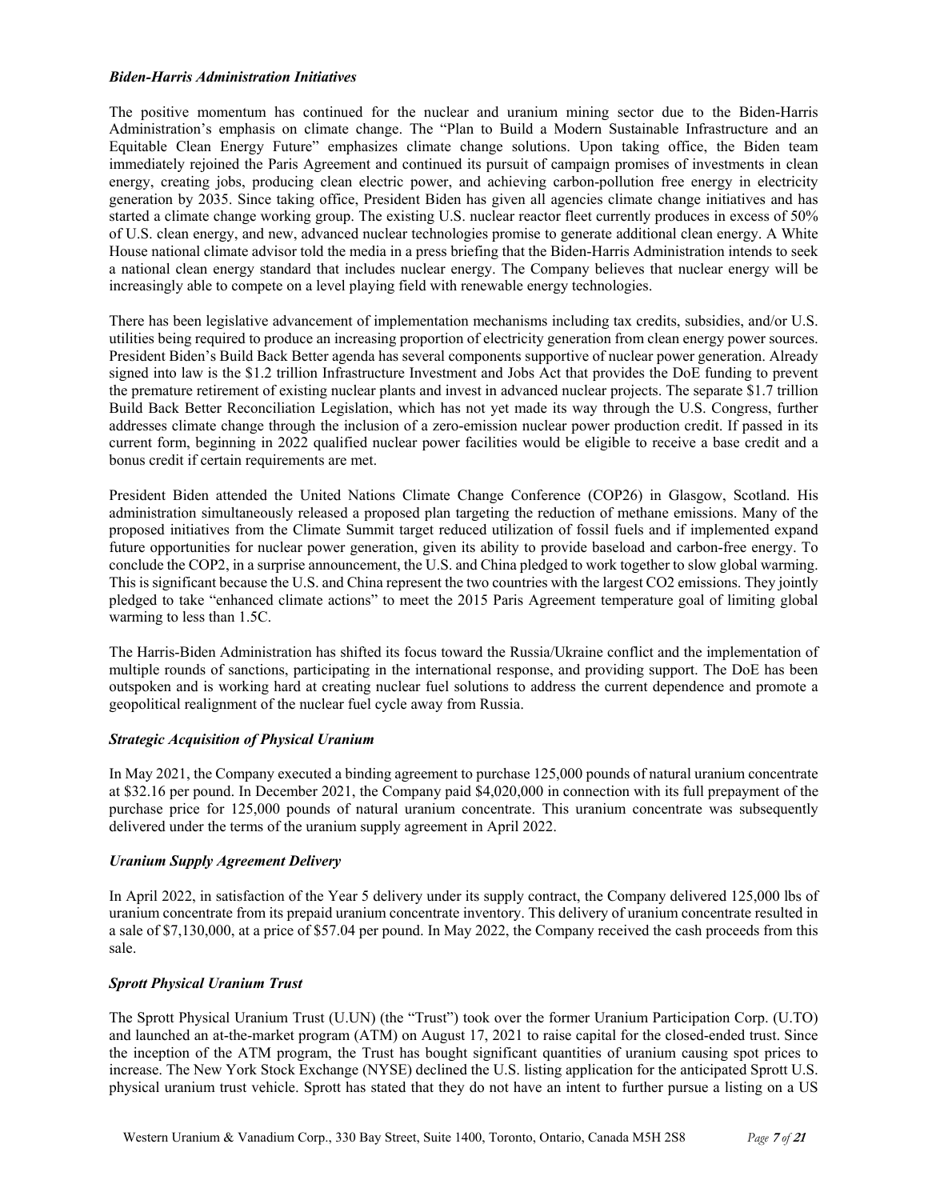### *Biden-Harris Administration Initiatives*

The positive momentum has continued for the nuclear and uranium mining sector due to the Biden-Harris Administration's emphasis on climate change. The "Plan to Build a Modern Sustainable Infrastructure and an Equitable Clean Energy Future" emphasizes climate change solutions. Upon taking office, the Biden team immediately rejoined the Paris Agreement and continued its pursuit of campaign promises of investments in clean energy, creating jobs, producing clean electric power, and achieving carbon-pollution free energy in electricity generation by 2035. Since taking office, President Biden has given all agencies climate change initiatives and has started a climate change working group. The existing U.S. nuclear reactor fleet currently produces in excess of 50% of U.S. clean energy, and new, advanced nuclear technologies promise to generate additional clean energy. A White House national climate advisor told the media in a press briefing that the Biden-Harris Administration intends to seek a national clean energy standard that includes nuclear energy. The Company believes that nuclear energy will be increasingly able to compete on a level playing field with renewable energy technologies.

There has been legislative advancement of implementation mechanisms including tax credits, subsidies, and/or U.S. utilities being required to produce an increasing proportion of electricity generation from clean energy power sources. President Biden's Build Back Better agenda has several components supportive of nuclear power generation. Already signed into law is the $1.2 trillion Infrastructure Investment and Jobs Act that provides the DoE funding to prevent the premature retirement of existing nuclear plants and invest in advanced nuclear projects. The separate $1.7 trillion Build Back Better Reconciliation Legislation, which has not yet made its way through the U.S. Congress, further addresses climate change through the inclusion of a zero-emission nuclear power production credit. If passed in its current form, beginning in 2022 qualified nuclear power facilities would be eligible to receive a base credit and a bonus credit if certain requirements are met.

President Biden attended the United Nations Climate Change Conference (COP26) in Glasgow, Scotland. His administration simultaneously released a proposed plan targeting the reduction of methane emissions. Many of the proposed initiatives from the Climate Summit target reduced utilization of fossil fuels and if implemented expand future opportunities for nuclear power generation, given its ability to provide baseload and carbon-free energy. To conclude the COP2, in a surprise announcement, the U.S. and China pledged to work together to slow global warming. This is significant because the U.S. and China represent the two countries with the largest $CO_2$ emissions. They jointly pledged to take "enhanced climate actions" to meet the 2015 Paris Agreement temperature goal of limiting global warming to less than 1.5C.

The Harris-Biden Administration has shifted its focus toward the Russia/Ukraine conflict and the implementation of multiple rounds of sanctions, participating in the international response, and providing support. The DoE has been outspoken and is working hard at creating nuclear fuel solutions to address the current dependence and promote a geopolitical realignment of the nuclear fuel cycle away from Russia.

### *Strategic Acquisition of Physical Uranium*

In May 2021, the Company executed a binding agreement to purchase 125,000 pounds of natural uranium concentrate at $32.16 per pound. In December 2021, the Company paid $4,020,000 in connection with its full prepayment of the purchase price for 125,000 pounds of natural uranium concentrate. This uranium concentrate was subsequently delivered under the terms of the uranium supply agreement in April 2022.

### *Uranium Supply Agreement Delivery*

In April 2022, in satisfaction of the Year 5 delivery under its supply contract, the Company delivered 125,000 lbs of uranium concentrate from its prepaid uranium concentrate inventory. This delivery of uranium concentrate resulted in a sale of $7,130,000, at a price of $57.04 per pound. In May 2022, the Company received the cash proceeds from this sale.

### *Sprott Physical Uranium Trust*

The Sprott Physical Uranium Trust (U.UN) (the "Trust") took over the former Uranium Participation Corp. (U.TO) and launched an at-the-market program (ATM) on August 17, 2021 to raise capital for the closed-ended trust. Since the inception of the ATM program, the Trust has bought significant quantities of uranium causing spot prices to increase. The New York Stock Exchange (NYSE) declined the U.S. listing application for the anticipated Sprott U.S. physical uranium trust vehicle. Sprott has stated that they do not have an intent to further pursue a listing on a US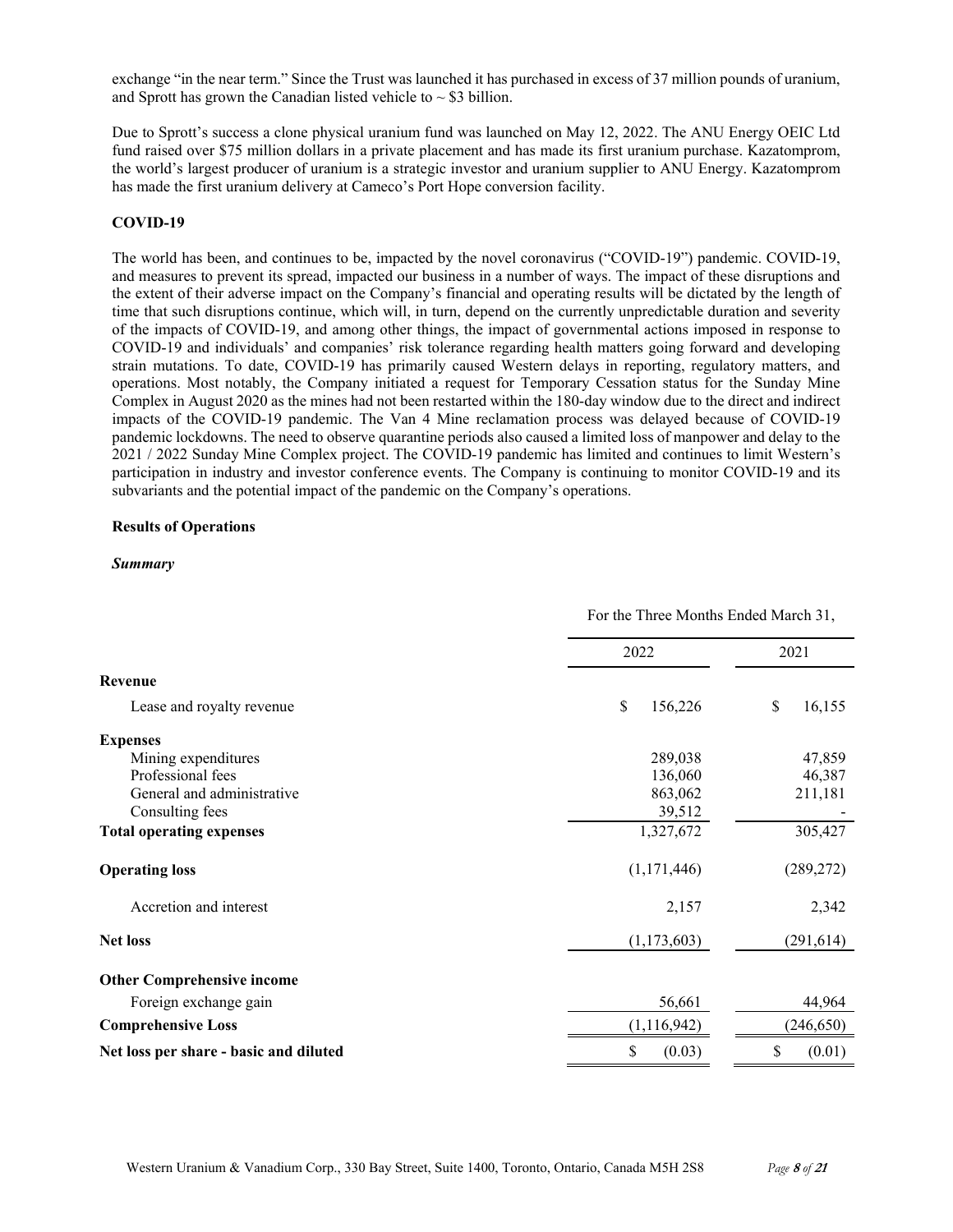exchange "in the near term." Since the Trust was launched it has purchased in excess of 37 million pounds of uranium, and Sprott has grown the Canadian listed vehicle to ~ $3 billion.

Due to Sprott's success a clone physical uranium fund was launched on May 12, 2022. The ANU Energy OEIC Ltd fund raised over $75 million dollars in a private placement and has made its first uranium purchase. Kazatomprom, the world's largest producer of uranium is a strategic investor and uranium supplier to ANU Energy. Kazatomprom has made the first uranium delivery at Cameco's Port Hope conversion facility.

**COVID-19**

The world has been, and continues to be, impacted by the novel coronavirus ("COVID-19") pandemic. COVID-19, and measures to prevent its spread, impacted our business in a number of ways. The impact of these disruptions and the extent of their adverse impact on the Company's financial and operating results will be dictated by the length of time that such disruptions continue, which will, in turn, depend on the currently unpredictable duration and severity of the impacts of COVID-19, and among other things, the impact of governmental actions imposed in response to COVID-19 and individuals' and companies' risk tolerance regarding health matters going forward and developing strain mutations. To date, COVID-19 has primarily caused Western delays in reporting, regulatory matters, and operations. Most notably, the Company initiated a request for Temporary Cessation status for the Sunday Mine Complex in August 2020 as the mines had not been restarted within the 180-day window due to the direct and indirect impacts of the COVID-19 pandemic. The Van 4 Mine reclamation process was delayed because of COVID-19 pandemic lockdowns. The need to observe quarantine periods also caused a limited loss of manpower and delay to the 2021 / 2022 Sunday Mine Complex project. The COVID-19 pandemic has limited and continues to limit Western's participation in industry and investor conference events. The Company is continuing to monitor COVID-19 and its subvariants and the potential impact of the pandemic on the Company's operations.

**Results of Operations**

***Summary***

| | For the Three Months Ended March 31, | |
|---|---|---|
| | 2022 | 2021 |
| **Revenue** | | |
| Lease and royalty revenue | $ 156,226 | $ 16,155 |
| **Expenses** | | |
| Mining expenditures | 289,038 | 47,859 |
| Professional fees | 136,060 | 46,387 |
| General and administrative | 863,062 | 211,181 |
| Consulting fees | 39,512 | - |
| **Total operating expenses** | 1,327,672 | 305,427 |
| **Operating loss** | (1,171,446) | (289,272) |
| Accretion and interest | 2,157 | 2,342 |
| **Net loss** | (1,173,603) | (291,614) |
| **Other Comprehensive income** | | |
| Foreign exchange gain | 56,661 | 44,964 |
| **Comprehensive Loss** | (1,116,942) | (246,650) |
| **Net loss per share - basic and diluted** | $ (0.03) | $ (0.01) |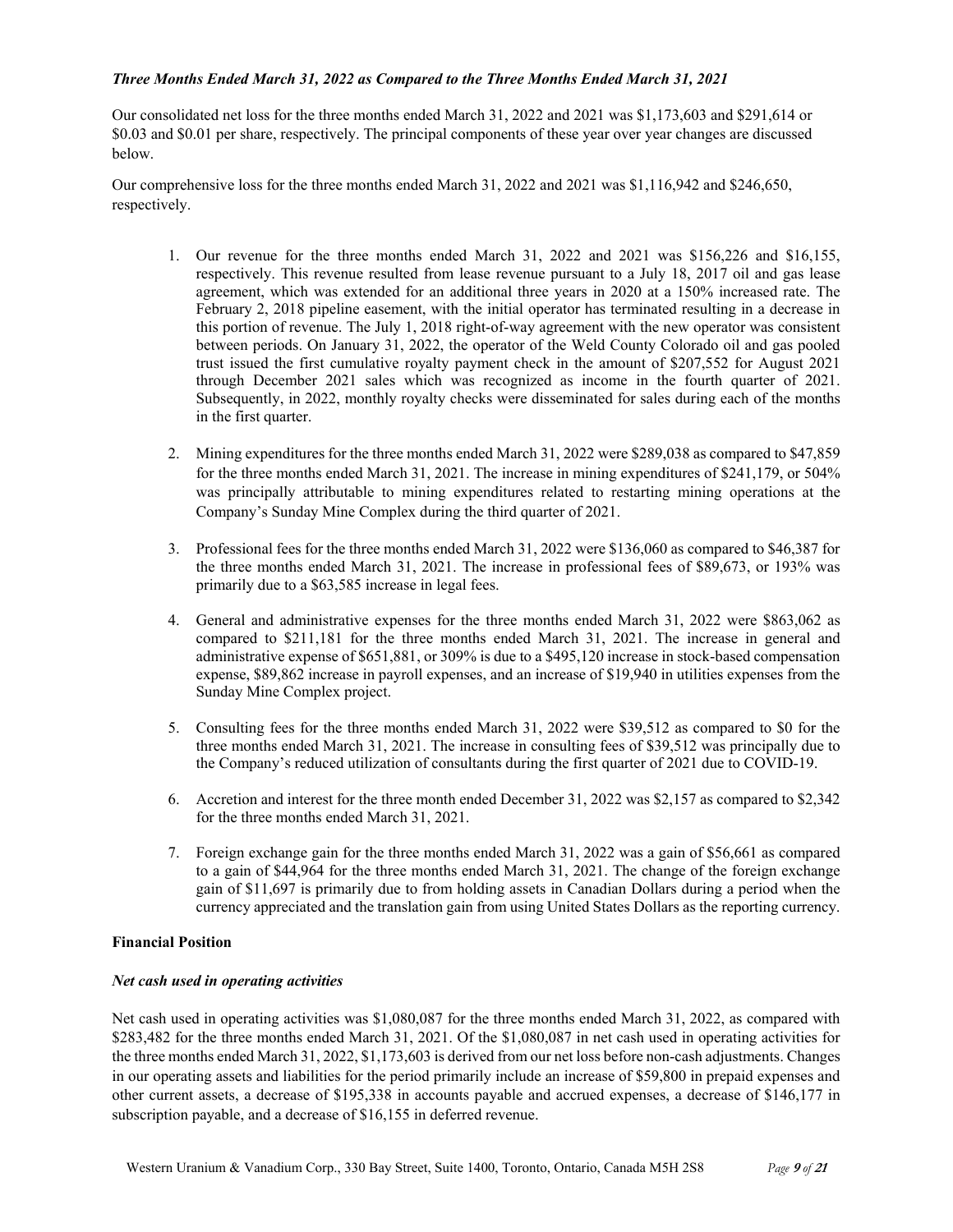***Three Months Ended March 31, 2022 as Compared to the Three Months Ended March 31, 2021***

Our consolidated net loss for the three months ended March 31, 2022 and 2021 was $1,173,603 and $291,614 or $0.03 and $0.01 per share, respectively. The principal components of these year over year changes are discussed below.

Our comprehensive loss for the three months ended March 31, 2022 and 2021 was $1,116,942 and $246,650, respectively.

1. Our revenue for the three months ended March 31, 2022 and 2021 was $156,226 and $16,155, respectively. This revenue resulted from lease revenue pursuant to a July 18, 2017 oil and gas lease agreement, which was extended for an additional three years in 2020 at a 150% increased rate. The February 2, 2018 pipeline easement, with the initial operator has terminated resulting in a decrease in this portion of revenue. The July 1, 2018 right-of-way agreement with the new operator was consistent between periods. On January 31, 2022, the operator of the Weld County Colorado oil and gas pooled trust issued the first cumulative royalty payment check in the amount of $207,552 for August 2021 through December 2021 sales which was recognized as income in the fourth quarter of 2021. Subsequently, in 2022, monthly royalty checks were disseminated for sales during each of the months in the first quarter.

2. Mining expenditures for the three months ended March 31, 2022 were $289,038 as compared to $47,859 for the three months ended March 31, 2021. The increase in mining expenditures of $241,179, or 504% was principally attributable to mining expenditures related to restarting mining operations at the Company's Sunday Mine Complex during the third quarter of 2021.

3. Professional fees for the three months ended March 31, 2022 were $136,060 as compared to $46,387 for the three months ended March 31, 2021. The increase in professional fees of $89,673, or 193% was primarily due to a $63,585 increase in legal fees.

4. General and administrative expenses for the three months ended March 31, 2022 were $863,062 as compared to $211,181 for the three months ended March 31, 2021. The increase in general and administrative expense of $651,881, or 309% is due to a $495,120 increase in stock-based compensation expense, $89,862 increase in payroll expenses, and an increase of $19,940 in utilities expenses from the Sunday Mine Complex project.

5. Consulting fees for the three months ended March 31, 2022 were $39,512 as compared to $0 for the three months ended March 31, 2021. The increase in consulting fees of $39,512 was principally due to the Company's reduced utilization of consultants during the first quarter of 2021 due to COVID-19.

6. Accretion and interest for the three month ended December 31, 2022 was $2,157 as compared to $2,342 for the three months ended March 31, 2021.

7. Foreign exchange gain for the three months ended March 31, 2022 was a gain of $56,661 as compared to a gain of $44,964 for the three months ended March 31, 2021. The change of the foreign exchange gain of $11,697 is primarily due to from holding assets in Canadian Dollars during a period when the currency appreciated and the translation gain from using United States Dollars as the reporting currency.

**Financial Position**

***Net cash used in operating activities***

Net cash used in operating activities was $1,080,087 for the three months ended March 31, 2022, as compared with $283,482 for the three months ended March 31, 2021. Of the $1,080,087 in net cash used in operating activities for the three months ended March 31, 2022, $1,173,603 is derived from our net loss before non-cash adjustments. Changes in our operating assets and liabilities for the period primarily include an increase of $59,800 in prepaid expenses and other current assets, a decrease of $195,338 in accounts payable and accrued expenses, a decrease of $146,177 in subscription payable, and a decrease of $16,155 in deferred revenue.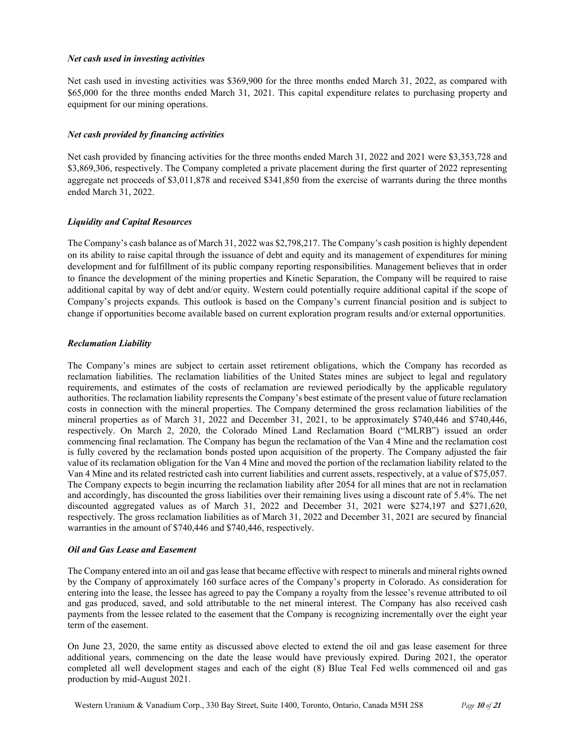### *Net cash used in investing activities*

Net cash used in investing activities was $369,900 for the three months ended March 31, 2022, as compared with $65,000 for the three months ended March 31, 2021. This capital expenditure relates to purchasing property and equipment for our mining operations.

### *Net cash provided by financing activities*

Net cash provided by financing activities for the three months ended March 31, 2022 and 2021 were $3,353,728 and $3,869,306, respectively. The Company completed a private placement during the first quarter of 2022 representing aggregate net proceeds of $3,011,878 and received $341,850 from the exercise of warrants during the three months ended March 31, 2022.

### *Liquidity and Capital Resources*

The Company's cash balance as of March 31, 2022 was $2,798,217. The Company's cash position is highly dependent on its ability to raise capital through the issuance of debt and equity and its management of expenditures for mining development and for fulfillment of its public company reporting responsibilities. Management believes that in order to finance the development of the mining properties and Kinetic Separation, the Company will be required to raise additional capital by way of debt and/or equity. Western could potentially require additional capital if the scope of Company's projects expands. This outlook is based on the Company's current financial position and is subject to change if opportunities become available based on current exploration program results and/or external opportunities.

### *Reclamation Liability*

The Company's mines are subject to certain asset retirement obligations, which the Company has recorded as reclamation liabilities. The reclamation liabilities of the United States mines are subject to legal and regulatory requirements, and estimates of the costs of reclamation are reviewed periodically by the applicable regulatory authorities. The reclamation liability represents the Company's best estimate of the present value of future reclamation costs in connection with the mineral properties. The Company determined the gross reclamation liabilities of the mineral properties as of March 31, 2022 and December 31, 2021, to be approximately $740,446 and $740,446, respectively. On March 2, 2020, the Colorado Mined Land Reclamation Board ("MLRB") issued an order commencing final reclamation. The Company has begun the reclamation of the Van 4 Mine and the reclamation cost is fully covered by the reclamation bonds posted upon acquisition of the property. The Company adjusted the fair value of its reclamation obligation for the Van 4 Mine and moved the portion of the reclamation liability related to the Van 4 Mine and its related restricted cash into current liabilities and current assets, respectively, at a value of $75,057. The Company expects to begin incurring the reclamation liability after 2054 for all mines that are not in reclamation and accordingly, has discounted the gross liabilities over their remaining lives using a discount rate of 5.4%. The net discounted aggregated values as of March 31, 2022 and December 31, 2021 were $274,197 and $271,620, respectively. The gross reclamation liabilities as of March 31, 2022 and December 31, 2021 are secured by financial warranties in the amount of $740,446 and $740,446, respectively.

### *Oil and Gas Lease and Easement*

The Company entered into an oil and gas lease that became effective with respect to minerals and mineral rights owned by the Company of approximately 160 surface acres of the Company's property in Colorado. As consideration for entering into the lease, the lessee has agreed to pay the Company a royalty from the lessee's revenue attributed to oil and gas produced, saved, and sold attributable to the net mineral interest. The Company has also received cash payments from the lessee related to the easement that the Company is recognizing incrementally over the eight year term of the easement.

On June 23, 2020, the same entity as discussed above elected to extend the oil and gas lease easement for three additional years, commencing on the date the lease would have previously expired. During 2021, the operator completed all well development stages and each of the eight (8) Blue Teal Fed wells commenced oil and gas production by mid-August 2021.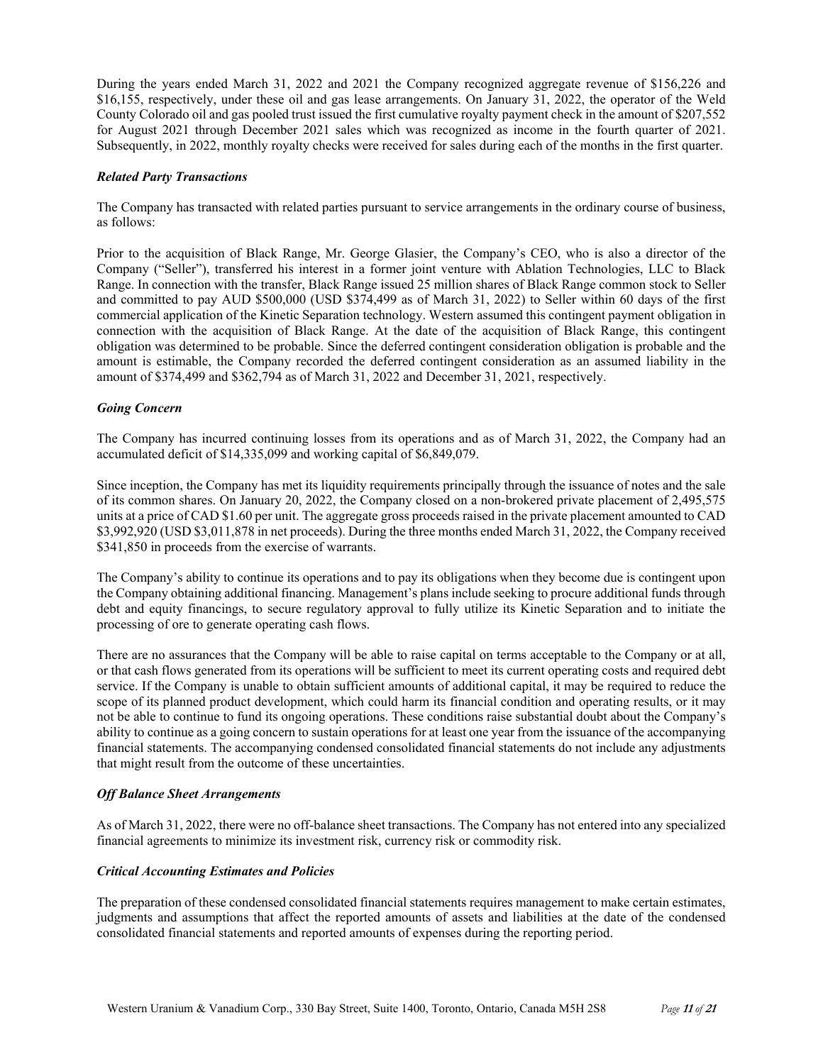During the years ended March 31, 2022 and 2021 the Company recognized aggregate revenue of $156,226 and $16,155, respectively, under these oil and gas lease arrangements. On January 31, 2022, the operator of the Weld County Colorado oil and gas pooled trust issued the first cumulative royalty payment check in the amount of $207,552 for August 2021 through December 2021 sales which was recognized as income in the fourth quarter of 2021. Subsequently, in 2022, monthly royalty checks were received for sales during each of the months in the first quarter.

### *Related Party Transactions*

The Company has transacted with related parties pursuant to service arrangements in the ordinary course of business, as follows:

Prior to the acquisition of Black Range, Mr. George Glasier, the Company's CEO, who is also a director of the Company ("Seller"), transferred his interest in a former joint venture with Ablation Technologies, LLC to Black Range. In connection with the transfer, Black Range issued 25 million shares of Black Range common stock to Seller and committed to pay AUD $500,000 (USD $374,499 as of March 31, 2022) to Seller within 60 days of the first commercial application of the Kinetic Separation technology. Western assumed this contingent payment obligation in connection with the acquisition of Black Range. At the date of the acquisition of Black Range, this contingent obligation was determined to be probable. Since the deferred contingent consideration obligation is probable and the amount is estimable, the Company recorded the deferred contingent consideration as an assumed liability in the amount of $374,499 and $362,794 as of March 31, 2022 and December 31, 2021, respectively.

### *Going Concern*

The Company has incurred continuing losses from its operations and as of March 31, 2022, the Company had an accumulated deficit of $14,335,099 and working capital of $6,849,079.

Since inception, the Company has met its liquidity requirements principally through the issuance of notes and the sale of its common shares. On January 20, 2022, the Company closed on a non-brokered private placement of 2,495,575 units at a price of CAD $1.60 per unit. The aggregate gross proceeds raised in the private placement amounted to CAD $3,992,920 (USD $3,011,878 in net proceeds). During the three months ended March 31, 2022, the Company received $341,850 in proceeds from the exercise of warrants.

The Company's ability to continue its operations and to pay its obligations when they become due is contingent upon the Company obtaining additional financing. Management's plans include seeking to procure additional funds through debt and equity financings, to secure regulatory approval to fully utilize its Kinetic Separation and to initiate the processing of ore to generate operating cash flows.

There are no assurances that the Company will be able to raise capital on terms acceptable to the Company or at all, or that cash flows generated from its operations will be sufficient to meet its current operating costs and required debt service. If the Company is unable to obtain sufficient amounts of additional capital, it may be required to reduce the scope of its planned product development, which could harm its financial condition and operating results, or it may not be able to continue to fund its ongoing operations. These conditions raise substantial doubt about the Company's ability to continue as a going concern to sustain operations for at least one year from the issuance of the accompanying financial statements. The accompanying condensed consolidated financial statements do not include any adjustments that might result from the outcome of these uncertainties.

### *Off Balance Sheet Arrangements*

As of March 31, 2022, there were no off-balance sheet transactions. The Company has not entered into any specialized financial agreements to minimize its investment risk, currency risk or commodity risk.

### *Critical Accounting Estimates and Policies*

The preparation of these condensed consolidated financial statements requires management to make certain estimates, judgments and assumptions that affect the reported amounts of assets and liabilities at the date of the condensed consolidated financial statements and reported amounts of expenses during the reporting period.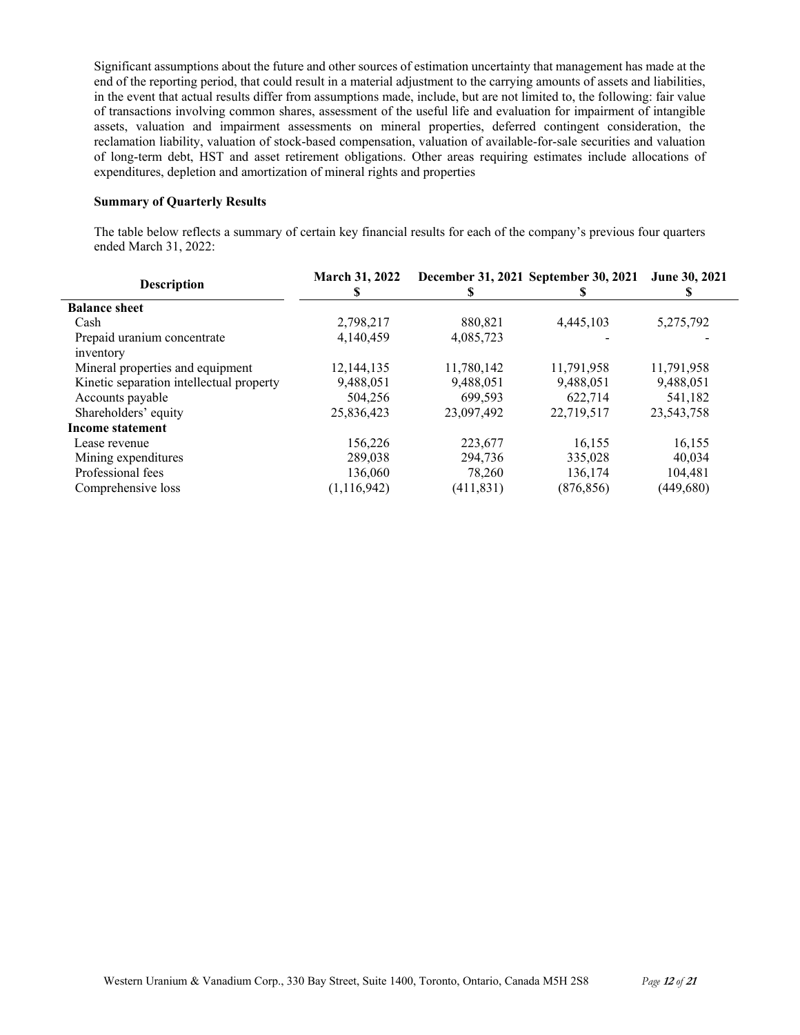Significant assumptions about the future and other sources of estimation uncertainty that management has made at the end of the reporting period, that could result in a material adjustment to the carrying amounts of assets and liabilities, in the event that actual results differ from assumptions made, include, but are not limited to, the following: fair value of transactions involving common shares, assessment of the useful life and evaluation for impairment of intangible assets, valuation and impairment assessments on mineral properties, deferred contingent consideration, the reclamation liability, valuation of stock-based compensation, valuation of available-for-sale securities and valuation of long-term debt, HST and asset retirement obligations. Other areas requiring estimates include allocations of expenditures, depletion and amortization of mineral rights and properties

**Summary of Quarterly Results**

The table below reflects a summary of certain key financial results for each of the company's previous four quarters ended March 31, 2022:

| Description | March 31, 2022<br>$ | December 31, 2021<br>$ | September 30, 2021<br>$ | June 30, 2021<br>$ |
|---|---|---|---|---|
| **Balance sheet** | | | | |
| Cash | 2,798,217 | 880,821 | 4,445,103 | 5,275,792 |
| Prepaid uranium concentrate inventory | 4,140,459 | 4,085,723 | - | - |
| Mineral properties and equipment | 12,144,135 | 11,780,142 | 11,791,958 | 11,791,958 |
| Kinetic separation intellectual property | 9,488,051 | 9,488,051 | 9,488,051 | 9,488,051 |
| Accounts payable | 504,256 | 699,593 | 622,714 | 541,182 |
| Shareholders' equity | 25,836,423 | 23,097,492 | 22,719,517 | 23,543,758 |
| **Income statement** | | | | |
| Lease revenue | 156,226 | 223,677 | 16,155 | 16,155 |
| Mining expenditures | 289,038 | 294,736 | 335,028 | 40,034 |
| Professional fees | 136,060 | 78,260 | 136,174 | 104,481 |
| Comprehensive loss | (1,116,942) | (411,831) | (876,856) | (449,680) |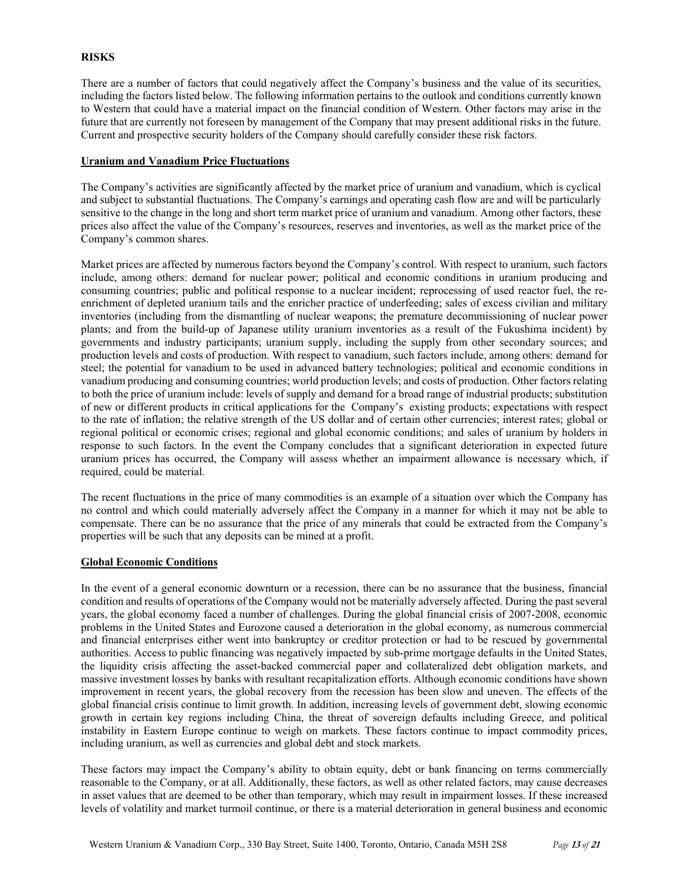**RISKS**

There are a number of factors that could negatively affect the Company's business and the value of its securities, including the factors listed below. The following information pertains to the outlook and conditions currently known to Western that could have a material impact on the financial condition of Western. Other factors may arise in the future that are currently not foreseen by management of the Company that may present additional risks in the future. Current and prospective security holders of the Company should carefully consider these risk factors.

**Uranium and Vanadium Price Fluctuations**

The Company's activities are significantly affected by the market price of uranium and vanadium, which is cyclical and subject to substantial fluctuations. The Company's earnings and operating cash flow are and will be particularly sensitive to the change in the long and short term market price of uranium and vanadium. Among other factors, these prices also affect the value of the Company's resources, reserves and inventories, as well as the market price of the Company's common shares.

Market prices are affected by numerous factors beyond the Company's control. With respect to uranium, such factors include, among others: demand for nuclear power; political and economic conditions in uranium producing and consuming countries; public and political response to a nuclear incident; reprocessing of used reactor fuel, the re-enrichment of depleted uranium tails and the enricher practice of underfeeding; sales of excess civilian and military inventories (including from the dismantling of nuclear weapons; the premature decommissioning of nuclear power plants; and from the build-up of Japanese utility uranium inventories as a result of the Fukushima incident) by governments and industry participants; uranium supply, including the supply from other secondary sources; and production levels and costs of production. With respect to vanadium, such factors include, among others: demand for steel; the potential for vanadium to be used in advanced battery technologies; political and economic conditions in vanadium producing and consuming countries; world production levels; and costs of production. Other factors relating to both the price of uranium include: levels of supply and demand for a broad range of industrial products; substitution of new or different products in critical applications for the Company's existing products; expectations with respect to the rate of inflation; the relative strength of the US dollar and of certain other currencies; interest rates; global or regional political or economic crises; regional and global economic conditions; and sales of uranium by holders in response to such factors. In the event the Company concludes that a significant deterioration in expected future uranium prices has occurred, the Company will assess whether an impairment allowance is necessary which, if required, could be material.

The recent fluctuations in the price of many commodities is an example of a situation over which the Company has no control and which could materially adversely affect the Company in a manner for which it may not be able to compensate. There can be no assurance that the price of any minerals that could be extracted from the Company's properties will be such that any deposits can be mined at a profit.

**Global Economic Conditions**

In the event of a general economic downturn or a recession, there can be no assurance that the business, financial condition and results of operations of the Company would not be materially adversely affected. During the past several years, the global economy faced a number of challenges. During the global financial crisis of 2007-2008, economic problems in the United States and Eurozone caused a deterioration in the global economy, as numerous commercial and financial enterprises either went into bankruptcy or creditor protection or had to be rescued by governmental authorities. Access to public financing was negatively impacted by sub-prime mortgage defaults in the United States, the liquidity crisis affecting the asset-backed commercial paper and collateralized debt obligation markets, and massive investment losses by banks with resultant recapitalization efforts. Although economic conditions have shown improvement in recent years, the global recovery from the recession has been slow and uneven. The effects of the global financial crisis continue to limit growth. In addition, increasing levels of government debt, slowing economic growth in certain key regions including China, the threat of sovereign defaults including Greece, and political instability in Eastern Europe continue to weigh on markets. These factors continue to impact commodity prices, including uranium, as well as currencies and global debt and stock markets.

These factors may impact the Company's ability to obtain equity, debt or bank financing on terms commercially reasonable to the Company, or at all. Additionally, these factors, as well as other related factors, may cause decreases in asset values that are deemed to be other than temporary, which may result in impairment losses. If these increased levels of volatility and market turmoil continue, or there is a material deterioration in general business and economic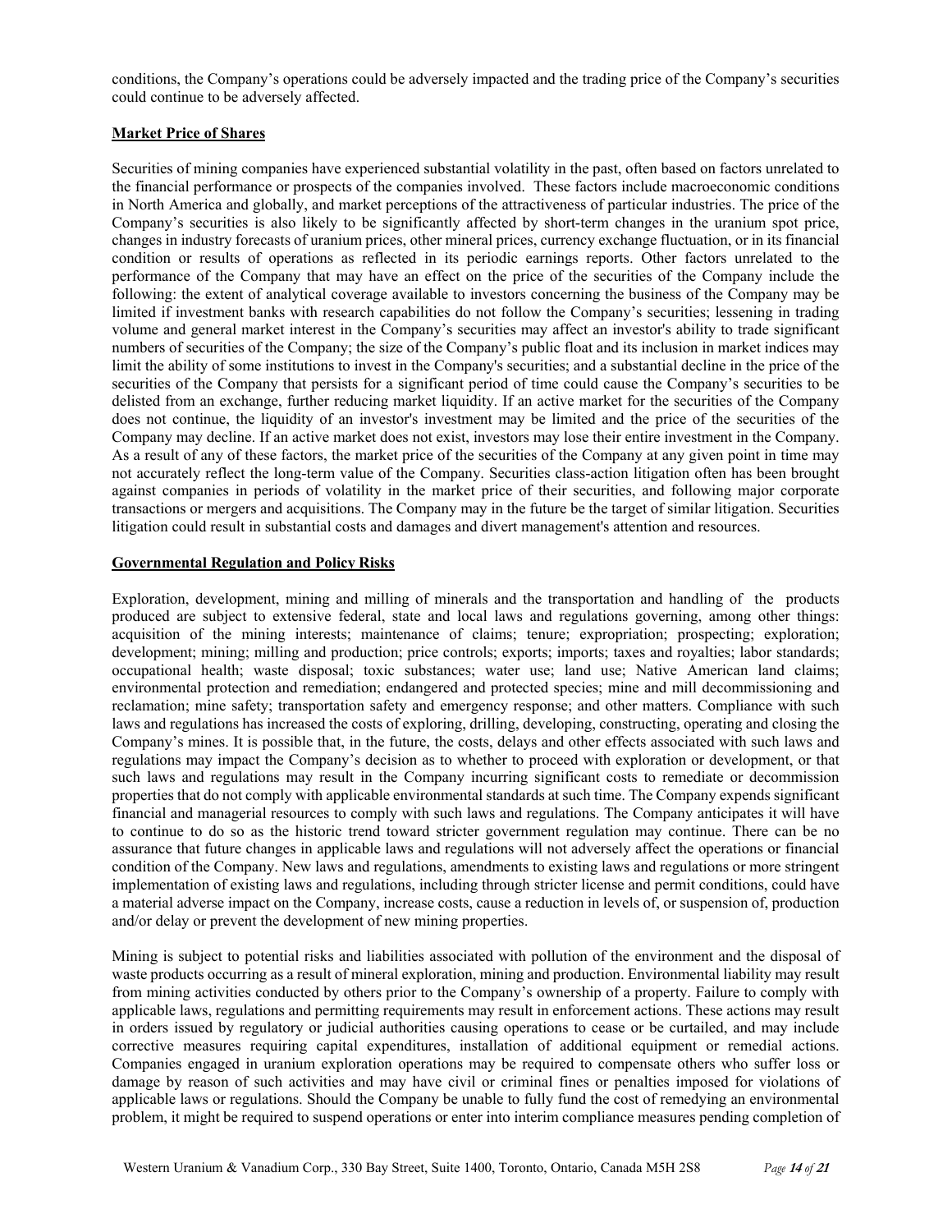conditions, the Company's operations could be adversely impacted and the trading price of the Company's securities could continue to be adversely affected.

**Market Price of Shares**

Securities of mining companies have experienced substantial volatility in the past, often based on factors unrelated to the financial performance or prospects of the companies involved. These factors include macroeconomic conditions in North America and globally, and market perceptions of the attractiveness of particular industries. The price of the Company's securities is also likely to be significantly affected by short-term changes in the uranium spot price, changes in industry forecasts of uranium prices, other mineral prices, currency exchange fluctuation, or in its financial condition or results of operations as reflected in its periodic earnings reports. Other factors unrelated to the performance of the Company that may have an effect on the price of the securities of the Company include the following: the extent of analytical coverage available to investors concerning the business of the Company may be limited if investment banks with research capabilities do not follow the Company's securities; lessening in trading volume and general market interest in the Company's securities may affect an investor's ability to trade significant numbers of securities of the Company; the size of the Company's public float and its inclusion in market indices may limit the ability of some institutions to invest in the Company's securities; and a substantial decline in the price of the securities of the Company that persists for a significant period of time could cause the Company's securities to be delisted from an exchange, further reducing market liquidity. If an active market for the securities of the Company does not continue, the liquidity of an investor's investment may be limited and the price of the securities of the Company may decline. If an active market does not exist, investors may lose their entire investment in the Company. As a result of any of these factors, the market price of the securities of the Company at any given point in time may not accurately reflect the long-term value of the Company. Securities class-action litigation often has been brought against companies in periods of volatility in the market price of their securities, and following major corporate transactions or mergers and acquisitions. The Company may in the future be the target of similar litigation. Securities litigation could result in substantial costs and damages and divert management's attention and resources.

**Governmental Regulation and Policy Risks**

Exploration, development, mining and milling of minerals and the transportation and handling of the products produced are subject to extensive federal, state and local laws and regulations governing, among other things: acquisition of the mining interests; maintenance of claims; tenure; expropriation; prospecting; exploration; development; mining; milling and production; price controls; exports; imports; taxes and royalties; labor standards; occupational health; waste disposal; toxic substances; water use; land use; Native American land claims; environmental protection and remediation; endangered and protected species; mine and mill decommissioning and reclamation; mine safety; transportation safety and emergency response; and other matters. Compliance with such laws and regulations has increased the costs of exploring, drilling, developing, constructing, operating and closing the Company's mines. It is possible that, in the future, the costs, delays and other effects associated with such laws and regulations may impact the Company's decision as to whether to proceed with exploration or development, or that such laws and regulations may result in the Company incurring significant costs to remediate or decommission properties that do not comply with applicable environmental standards at such time. The Company expends significant financial and managerial resources to comply with such laws and regulations. The Company anticipates it will have to continue to do so as the historic trend toward stricter government regulation may continue. There can be no assurance that future changes in applicable laws and regulations will not adversely affect the operations or financial condition of the Company. New laws and regulations, amendments to existing laws and regulations or more stringent implementation of existing laws and regulations, including through stricter license and permit conditions, could have a material adverse impact on the Company, increase costs, cause a reduction in levels of, or suspension of, production and/or delay or prevent the development of new mining properties.

Mining is subject to potential risks and liabilities associated with pollution of the environment and the disposal of waste products occurring as a result of mineral exploration, mining and production. Environmental liability may result from mining activities conducted by others prior to the Company's ownership of a property. Failure to comply with applicable laws, regulations and permitting requirements may result in enforcement actions. These actions may result in orders issued by regulatory or judicial authorities causing operations to cease or be curtailed, and may include corrective measures requiring capital expenditures, installation of additional equipment or remedial actions. Companies engaged in uranium exploration operations may be required to compensate others who suffer loss or damage by reason of such activities and may have civil or criminal fines or penalties imposed for violations of applicable laws or regulations. Should the Company be unable to fully fund the cost of remedying an environmental problem, it might be required to suspend operations or enter into interim compliance measures pending completion of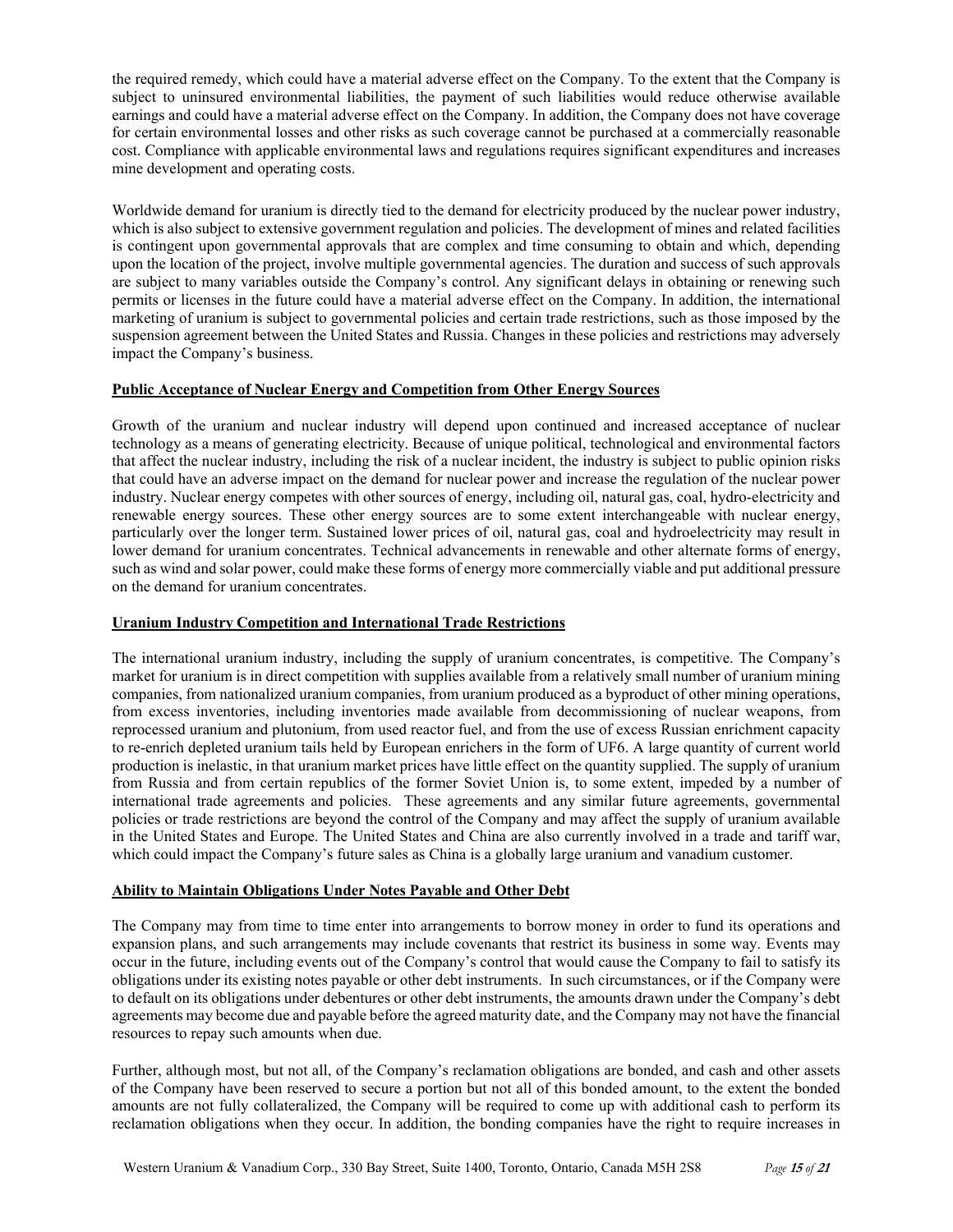the required remedy, which could have a material adverse effect on the Company. To the extent that the Company is subject to uninsured environmental liabilities, the payment of such liabilities would reduce otherwise available earnings and could have a material adverse effect on the Company. In addition, the Company does not have coverage for certain environmental losses and other risks as such coverage cannot be purchased at a commercially reasonable cost. Compliance with applicable environmental laws and regulations requires significant expenditures and increases mine development and operating costs.

Worldwide demand for uranium is directly tied to the demand for electricity produced by the nuclear power industry, which is also subject to extensive government regulation and policies. The development of mines and related facilities is contingent upon governmental approvals that are complex and time consuming to obtain and which, depending upon the location of the project, involve multiple governmental agencies. The duration and success of such approvals are subject to many variables outside the Company's control. Any significant delays in obtaining or renewing such permits or licenses in the future could have a material adverse effect on the Company. In addition, the international marketing of uranium is subject to governmental policies and certain trade restrictions, such as those imposed by the suspension agreement between the United States and Russia. Changes in these policies and restrictions may adversely impact the Company's business.

**Public Acceptance of Nuclear Energy and Competition from Other Energy Sources**

Growth of the uranium and nuclear industry will depend upon continued and increased acceptance of nuclear technology as a means of generating electricity. Because of unique political, technological and environmental factors that affect the nuclear industry, including the risk of a nuclear incident, the industry is subject to public opinion risks that could have an adverse impact on the demand for nuclear power and increase the regulation of the nuclear power industry. Nuclear energy competes with other sources of energy, including oil, natural gas, coal, hydro-electricity and renewable energy sources. These other energy sources are to some extent interchangeable with nuclear energy, particularly over the longer term. Sustained lower prices of oil, natural gas, coal and hydroelectricity may result in lower demand for uranium concentrates. Technical advancements in renewable and other alternate forms of energy, such as wind and solar power, could make these forms of energy more commercially viable and put additional pressure on the demand for uranium concentrates.

**Uranium Industry Competition and International Trade Restrictions**

The international uranium industry, including the supply of uranium concentrates, is competitive. The Company's market for uranium is in direct competition with supplies available from a relatively small number of uranium mining companies, from nationalized uranium companies, from uranium produced as a byproduct of other mining operations, from excess inventories, including inventories made available from decommissioning of nuclear weapons, from reprocessed uranium and plutonium, from used reactor fuel, and from the use of excess Russian enrichment capacity to re-enrich depleted uranium tails held by European enrichers in the form of UF6. A large quantity of current world production is inelastic, in that uranium market prices have little effect on the quantity supplied. The supply of uranium from Russia and from certain republics of the former Soviet Union is, to some extent, impeded by a number of international trade agreements and policies. These agreements and any similar future agreements, governmental policies or trade restrictions are beyond the control of the Company and may affect the supply of uranium available in the United States and Europe. The United States and China are also currently involved in a trade and tariff war, which could impact the Company's future sales as China is a globally large uranium and vanadium customer.

**Ability to Maintain Obligations Under Notes Payable and Other Debt**

The Company may from time to time enter into arrangements to borrow money in order to fund its operations and expansion plans, and such arrangements may include covenants that restrict its business in some way. Events may occur in the future, including events out of the Company's control that would cause the Company to fail to satisfy its obligations under its existing notes payable or other debt instruments. In such circumstances, or if the Company were to default on its obligations under debentures or other debt instruments, the amounts drawn under the Company's debt agreements may become due and payable before the agreed maturity date, and the Company may not have the financial resources to repay such amounts when due.

Further, although most, but not all, of the Company's reclamation obligations are bonded, and cash and other assets of the Company have been reserved to secure a portion but not all of this bonded amount, to the extent the bonded amounts are not fully collateralized, the Company will be required to come up with additional cash to perform its reclamation obligations when they occur. In addition, the bonding companies have the right to require increases in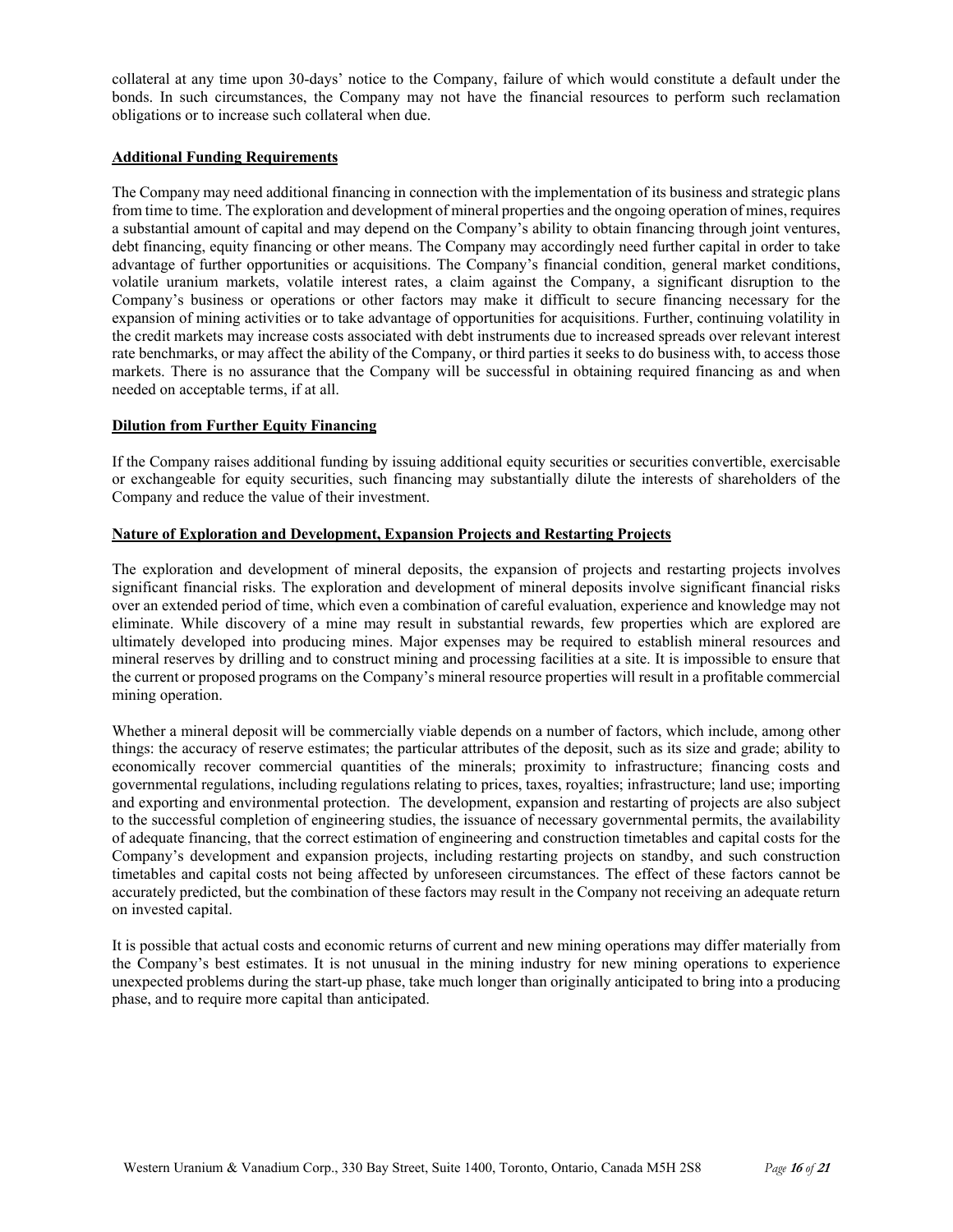collateral at any time upon 30-days' notice to the Company, failure of which would constitute a default under the bonds. In such circumstances, the Company may not have the financial resources to perform such reclamation obligations or to increase such collateral when due.

**Additional Funding Requirements**

The Company may need additional financing in connection with the implementation of its business and strategic plans from time to time. The exploration and development of mineral properties and the ongoing operation of mines, requires a substantial amount of capital and may depend on the Company's ability to obtain financing through joint ventures, debt financing, equity financing or other means. The Company may accordingly need further capital in order to take advantage of further opportunities or acquisitions. The Company's financial condition, general market conditions, volatile uranium markets, volatile interest rates, a claim against the Company, a significant disruption to the Company's business or operations or other factors may make it difficult to secure financing necessary for the expansion of mining activities or to take advantage of opportunities for acquisitions. Further, continuing volatility in the credit markets may increase costs associated with debt instruments due to increased spreads over relevant interest rate benchmarks, or may affect the ability of the Company, or third parties it seeks to do business with, to access those markets. There is no assurance that the Company will be successful in obtaining required financing as and when needed on acceptable terms, if at all.

**Dilution from Further Equity Financing**

If the Company raises additional funding by issuing additional equity securities or securities convertible, exercisable or exchangeable for equity securities, such financing may substantially dilute the interests of shareholders of the Company and reduce the value of their investment.

**Nature of Exploration and Development, Expansion Projects and Restarting Projects**

The exploration and development of mineral deposits, the expansion of projects and restarting projects involves significant financial risks. The exploration and development of mineral deposits involve significant financial risks over an extended period of time, which even a combination of careful evaluation, experience and knowledge may not eliminate. While discovery of a mine may result in substantial rewards, few properties which are explored are ultimately developed into producing mines. Major expenses may be required to establish mineral resources and mineral reserves by drilling and to construct mining and processing facilities at a site. It is impossible to ensure that the current or proposed programs on the Company's mineral resource properties will result in a profitable commercial mining operation.

Whether a mineral deposit will be commercially viable depends on a number of factors, which include, among other things: the accuracy of reserve estimates; the particular attributes of the deposit, such as its size and grade; ability to economically recover commercial quantities of the minerals; proximity to infrastructure; financing costs and governmental regulations, including regulations relating to prices, taxes, royalties; infrastructure; land use; importing and exporting and environmental protection. The development, expansion and restarting of projects are also subject to the successful completion of engineering studies, the issuance of necessary governmental permits, the availability of adequate financing, that the correct estimation of engineering and construction timetables and capital costs for the Company's development and expansion projects, including restarting projects on standby, and such construction timetables and capital costs not being affected by unforeseen circumstances. The effect of these factors cannot be accurately predicted, but the combination of these factors may result in the Company not receiving an adequate return on invested capital.

It is possible that actual costs and economic returns of current and new mining operations may differ materially from the Company's best estimates. It is not unusual in the mining industry for new mining operations to experience unexpected problems during the start-up phase, take much longer than originally anticipated to bring into a producing phase, and to require more capital than anticipated.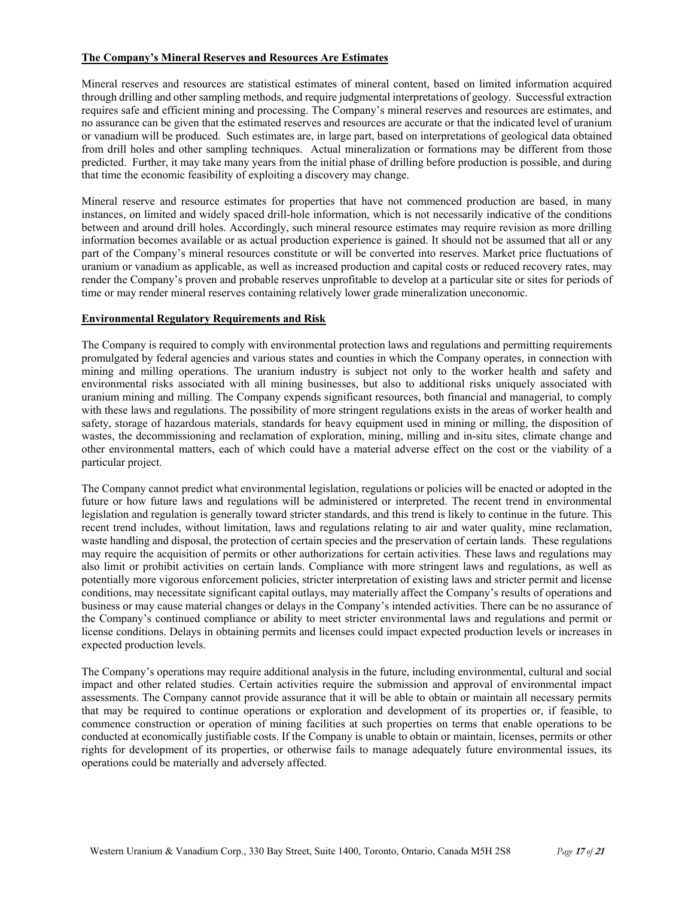**The Company's Mineral Reserves and Resources Are Estimates**

Mineral reserves and resources are statistical estimates of mineral content, based on limited information acquired through drilling and other sampling methods, and require judgmental interpretations of geology. Successful extraction requires safe and efficient mining and processing. The Company's mineral reserves and resources are estimates, and no assurance can be given that the estimated reserves and resources are accurate or that the indicated level of uranium or vanadium will be produced. Such estimates are, in large part, based on interpretations of geological data obtained from drill holes and other sampling techniques. Actual mineralization or formations may be different from those predicted. Further, it may take many years from the initial phase of drilling before production is possible, and during that time the economic feasibility of exploiting a discovery may change.

Mineral reserve and resource estimates for properties that have not commenced production are based, in many instances, on limited and widely spaced drill-hole information, which is not necessarily indicative of the conditions between and around drill holes. Accordingly, such mineral resource estimates may require revision as more drilling information becomes available or as actual production experience is gained. It should not be assumed that all or any part of the Company's mineral resources constitute or will be converted into reserves. Market price fluctuations of uranium or vanadium as applicable, as well as increased production and capital costs or reduced recovery rates, may render the Company's proven and probable reserves unprofitable to develop at a particular site or sites for periods of time or may render mineral reserves containing relatively lower grade mineralization uneconomic.

**Environmental Regulatory Requirements and Risk**

The Company is required to comply with environmental protection laws and regulations and permitting requirements promulgated by federal agencies and various states and counties in which the Company operates, in connection with mining and milling operations. The uranium industry is subject not only to the worker health and safety and environmental risks associated with all mining businesses, but also to additional risks uniquely associated with uranium mining and milling. The Company expends significant resources, both financial and managerial, to comply with these laws and regulations. The possibility of more stringent regulations exists in the areas of worker health and safety, storage of hazardous materials, standards for heavy equipment used in mining or milling, the disposition of wastes, the decommissioning and reclamation of exploration, mining, milling and in-situ sites, climate change and other environmental matters, each of which could have a material adverse effect on the cost or the viability of a particular project.

The Company cannot predict what environmental legislation, regulations or policies will be enacted or adopted in the future or how future laws and regulations will be administered or interpreted. The recent trend in environmental legislation and regulation is generally toward stricter standards, and this trend is likely to continue in the future. This recent trend includes, without limitation, laws and regulations relating to air and water quality, mine reclamation, waste handling and disposal, the protection of certain species and the preservation of certain lands. These regulations may require the acquisition of permits or other authorizations for certain activities. These laws and regulations may also limit or prohibit activities on certain lands. Compliance with more stringent laws and regulations, as well as potentially more vigorous enforcement policies, stricter interpretation of existing laws and stricter permit and license conditions, may necessitate significant capital outlays, may materially affect the Company's results of operations and business or may cause material changes or delays in the Company's intended activities. There can be no assurance of the Company's continued compliance or ability to meet stricter environmental laws and regulations and permit or license conditions. Delays in obtaining permits and licenses could impact expected production levels or increases in expected production levels.

The Company's operations may require additional analysis in the future, including environmental, cultural and social impact and other related studies. Certain activities require the submission and approval of environmental impact assessments. The Company cannot provide assurance that it will be able to obtain or maintain all necessary permits that may be required to continue operations or exploration and development of its properties or, if feasible, to commence construction or operation of mining facilities at such properties on terms that enable operations to be conducted at economically justifiable costs. If the Company is unable to obtain or maintain, licenses, permits or other rights for development of its properties, or otherwise fails to manage adequately future environmental issues, its operations could be materially and adversely affected.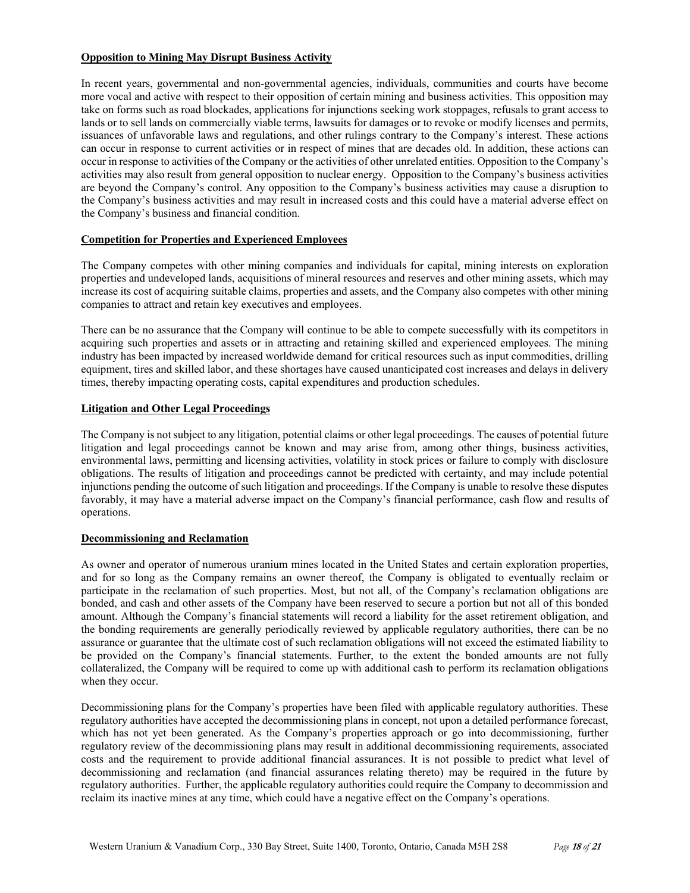**Opposition to Mining May Disrupt Business Activity**

In recent years, governmental and non-governmental agencies, individuals, communities and courts have become more vocal and active with respect to their opposition of certain mining and business activities. This opposition may take on forms such as road blockades, applications for injunctions seeking work stoppages, refusals to grant access to lands or to sell lands on commercially viable terms, lawsuits for damages or to revoke or modify licenses and permits, issuances of unfavorable laws and regulations, and other rulings contrary to the Company's interest. These actions can occur in response to current activities or in respect of mines that are decades old. In addition, these actions can occur in response to activities of the Company or the activities of other unrelated entities. Opposition to the Company's activities may also result from general opposition to nuclear energy. Opposition to the Company's business activities are beyond the Company's control. Any opposition to the Company's business activities may cause a disruption to the Company's business activities and may result in increased costs and this could have a material adverse effect on the Company's business and financial condition.

**Competition for Properties and Experienced Employees**

The Company competes with other mining companies and individuals for capital, mining interests on exploration properties and undeveloped lands, acquisitions of mineral resources and reserves and other mining assets, which may increase its cost of acquiring suitable claims, properties and assets, and the Company also competes with other mining companies to attract and retain key executives and employees.

There can be no assurance that the Company will continue to be able to compete successfully with its competitors in acquiring such properties and assets or in attracting and retaining skilled and experienced employees. The mining industry has been impacted by increased worldwide demand for critical resources such as input commodities, drilling equipment, tires and skilled labor, and these shortages have caused unanticipated cost increases and delays in delivery times, thereby impacting operating costs, capital expenditures and production schedules.

**Litigation and Other Legal Proceedings**

The Company is not subject to any litigation, potential claims or other legal proceedings. The causes of potential future litigation and legal proceedings cannot be known and may arise from, among other things, business activities, environmental laws, permitting and licensing activities, volatility in stock prices or failure to comply with disclosure obligations. The results of litigation and proceedings cannot be predicted with certainty, and may include potential injunctions pending the outcome of such litigation and proceedings. If the Company is unable to resolve these disputes favorably, it may have a material adverse impact on the Company's financial performance, cash flow and results of operations.

**Decommissioning and Reclamation**

As owner and operator of numerous uranium mines located in the United States and certain exploration properties, and for so long as the Company remains an owner thereof, the Company is obligated to eventually reclaim or participate in the reclamation of such properties. Most, but not all, of the Company's reclamation obligations are bonded, and cash and other assets of the Company have been reserved to secure a portion but not all of this bonded amount. Although the Company's financial statements will record a liability for the asset retirement obligation, and the bonding requirements are generally periodically reviewed by applicable regulatory authorities, there can be no assurance or guarantee that the ultimate cost of such reclamation obligations will not exceed the estimated liability to be provided on the Company's financial statements. Further, to the extent the bonded amounts are not fully collateralized, the Company will be required to come up with additional cash to perform its reclamation obligations when they occur.

Decommissioning plans for the Company's properties have been filed with applicable regulatory authorities. These regulatory authorities have accepted the decommissioning plans in concept, not upon a detailed performance forecast, which has not yet been generated. As the Company's properties approach or go into decommissioning, further regulatory review of the decommissioning plans may result in additional decommissioning requirements, associated costs and the requirement to provide additional financial assurances. It is not possible to predict what level of decommissioning and reclamation (and financial assurances relating thereto) may be required in the future by regulatory authorities. Further, the applicable regulatory authorities could require the Company to decommission and reclaim its inactive mines at any time, which could have a negative effect on the Company's operations.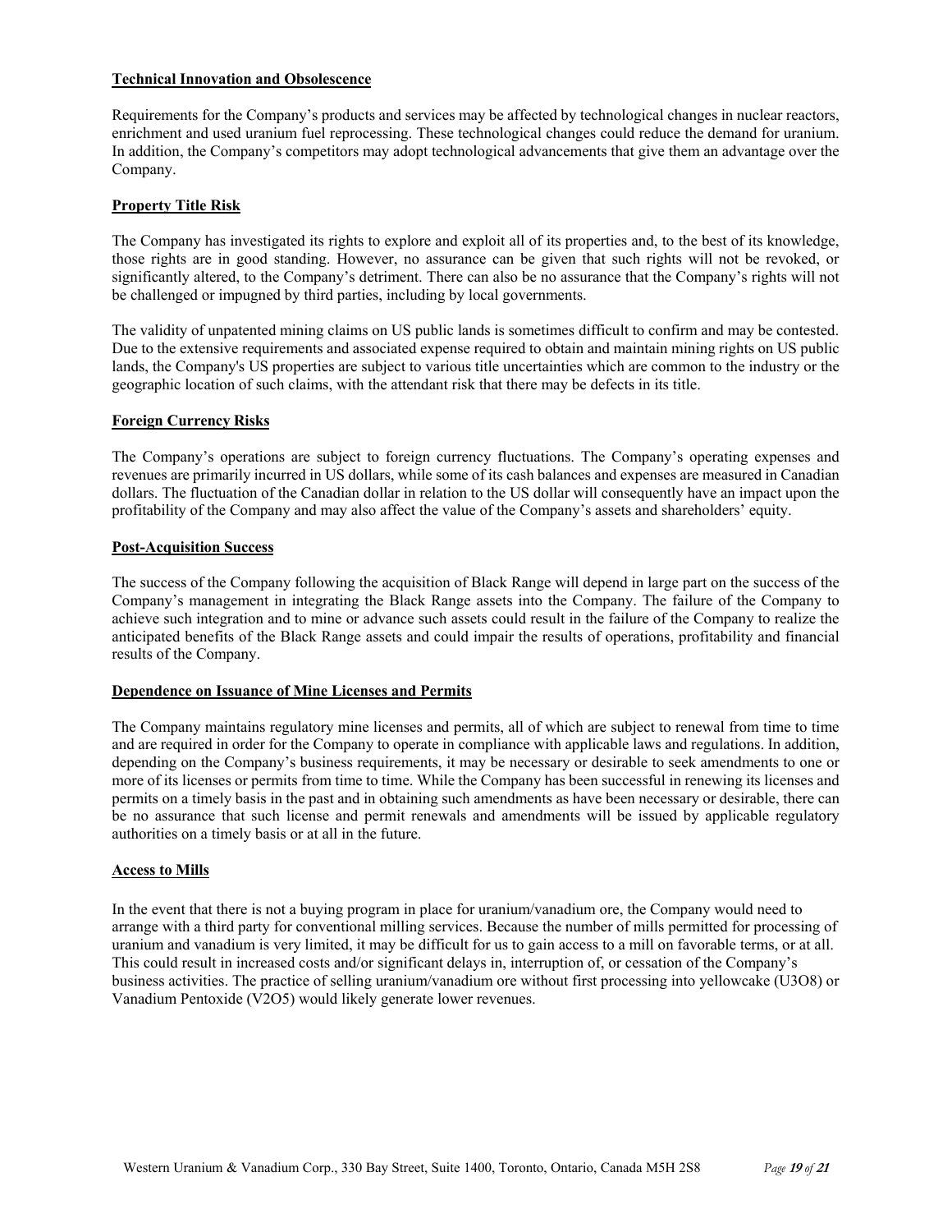**Technical Innovation and Obsolescence**

Requirements for the Company's products and services may be affected by technological changes in nuclear reactors, enrichment and used uranium fuel reprocessing. These technological changes could reduce the demand for uranium. In addition, the Company's competitors may adopt technological advancements that give them an advantage over the Company.

**Property Title Risk**

The Company has investigated its rights to explore and exploit all of its properties and, to the best of its knowledge, those rights are in good standing. However, no assurance can be given that such rights will not be revoked, or significantly altered, to the Company's detriment. There can also be no assurance that the Company's rights will not be challenged or impugned by third parties, including by local governments.

The validity of unpatented mining claims on US public lands is sometimes difficult to confirm and may be contested. Due to the extensive requirements and associated expense required to obtain and maintain mining rights on US public lands, the Company's US properties are subject to various title uncertainties which are common to the industry or the geographic location of such claims, with the attendant risk that there may be defects in its title.

**Foreign Currency Risks**

The Company's operations are subject to foreign currency fluctuations. The Company's operating expenses and revenues are primarily incurred in US dollars, while some of its cash balances and expenses are measured in Canadian dollars. The fluctuation of the Canadian dollar in relation to the US dollar will consequently have an impact upon the profitability of the Company and may also affect the value of the Company's assets and shareholders' equity.

**Post-Acquisition Success**

The success of the Company following the acquisition of Black Range will depend in large part on the success of the Company's management in integrating the Black Range assets into the Company. The failure of the Company to achieve such integration and to mine or advance such assets could result in the failure of the Company to realize the anticipated benefits of the Black Range assets and could impair the results of operations, profitability and financial results of the Company.

**Dependence on Issuance of Mine Licenses and Permits**

The Company maintains regulatory mine licenses and permits, all of which are subject to renewal from time to time and are required in order for the Company to operate in compliance with applicable laws and regulations. In addition, depending on the Company's business requirements, it may be necessary or desirable to seek amendments to one or more of its licenses or permits from time to time. While the Company has been successful in renewing its licenses and permits on a timely basis in the past and in obtaining such amendments as have been necessary or desirable, there can be no assurance that such license and permit renewals and amendments will be issued by applicable regulatory authorities on a timely basis or at all in the future.

**Access to Mills**

In the event that there is not a buying program in place for uranium/vanadium ore, the Company would need to arrange with a third party for conventional milling services. Because the number of mills permitted for processing of uranium and vanadium is very limited, it may be difficult for us to gain access to a mill on favorable terms, or at all. This could result in increased costs and/or significant delays in, interruption of, or cessation of the Company's business activities. The practice of selling uranium/vanadium ore without first processing into yellowcake ($U_3O_8$) or Vanadium Pentoxide ($V_2O_5$) would likely generate lower revenues.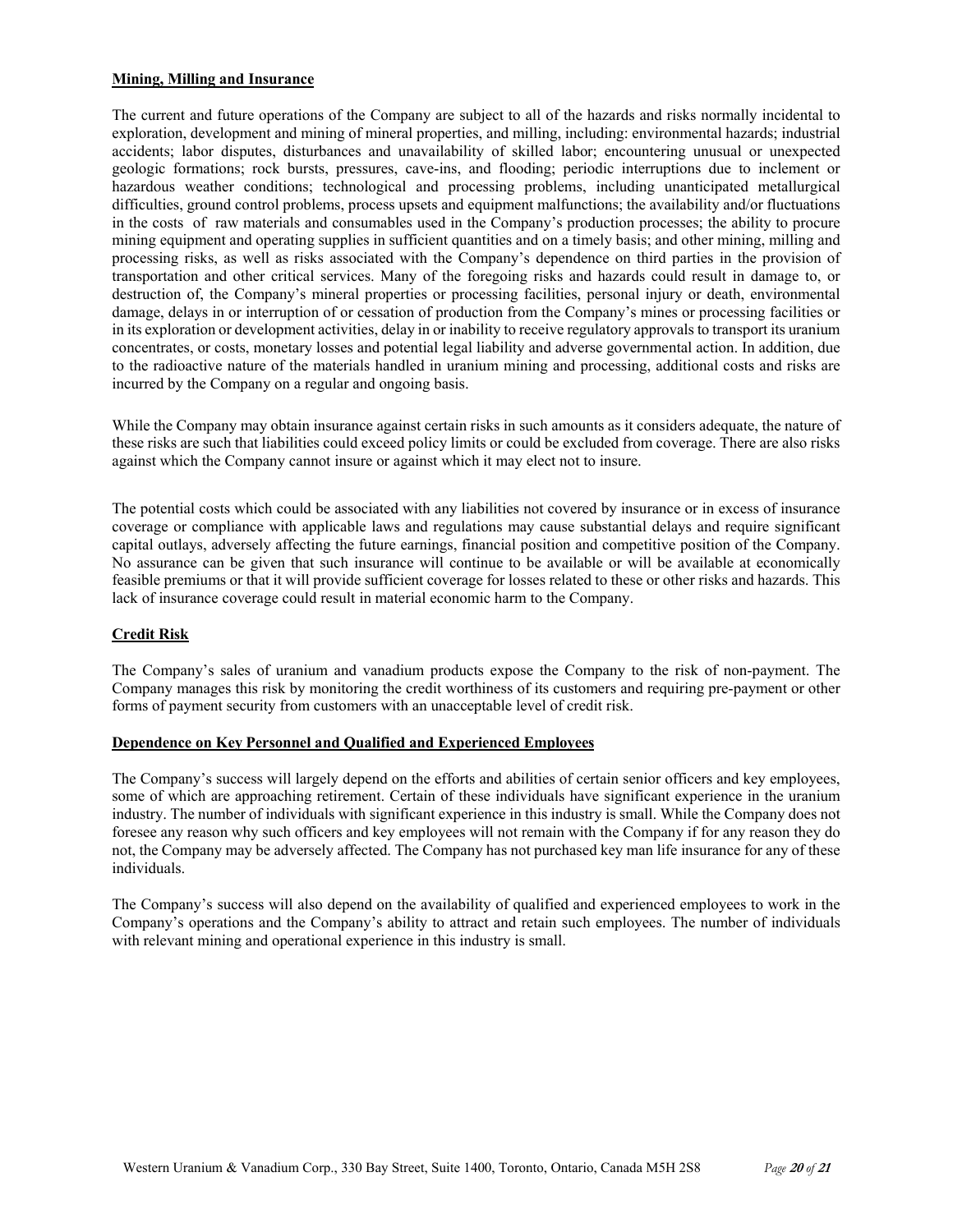**Mining, Milling and Insurance**

The current and future operations of the Company are subject to all of the hazards and risks normally incidental to exploration, development and mining of mineral properties, and milling, including: environmental hazards; industrial accidents; labor disputes, disturbances and unavailability of skilled labor; encountering unusual or unexpected geologic formations; rock bursts, pressures, cave-ins, and flooding; periodic interruptions due to inclement or hazardous weather conditions; technological and processing problems, including unanticipated metallurgical difficulties, ground control problems, process upsets and equipment malfunctions; the availability and/or fluctuations in the costs of raw materials and consumables used in the Company's production processes; the ability to procure mining equipment and operating supplies in sufficient quantities and on a timely basis; and other mining, milling and processing risks, as well as risks associated with the Company's dependence on third parties in the provision of transportation and other critical services. Many of the foregoing risks and hazards could result in damage to, or destruction of, the Company's mineral properties or processing facilities, personal injury or death, environmental damage, delays in or interruption of or cessation of production from the Company's mines or processing facilities or in its exploration or development activities, delay in or inability to receive regulatory approvals to transport its uranium concentrates, or costs, monetary losses and potential legal liability and adverse governmental action. In addition, due to the radioactive nature of the materials handled in uranium mining and processing, additional costs and risks are incurred by the Company on a regular and ongoing basis.

While the Company may obtain insurance against certain risks in such amounts as it considers adequate, the nature of these risks are such that liabilities could exceed policy limits or could be excluded from coverage. There are also risks against which the Company cannot insure or against which it may elect not to insure.

The potential costs which could be associated with any liabilities not covered by insurance or in excess of insurance coverage or compliance with applicable laws and regulations may cause substantial delays and require significant capital outlays, adversely affecting the future earnings, financial position and competitive position of the Company. No assurance can be given that such insurance will continue to be available or will be available at economically feasible premiums or that it will provide sufficient coverage for losses related to these or other risks and hazards. This lack of insurance coverage could result in material economic harm to the Company.

**Credit Risk**

The Company's sales of uranium and vanadium products expose the Company to the risk of non-payment. The Company manages this risk by monitoring the credit worthiness of its customers and requiring pre-payment or other forms of payment security from customers with an unacceptable level of credit risk.

**Dependence on Key Personnel and Qualified and Experienced Employees**

The Company's success will largely depend on the efforts and abilities of certain senior officers and key employees, some of which are approaching retirement. Certain of these individuals have significant experience in the uranium industry. The number of individuals with significant experience in this industry is small. While the Company does not foresee any reason why such officers and key employees will not remain with the Company if for any reason they do not, the Company may be adversely affected. The Company has not purchased key man life insurance for any of these individuals.

The Company's success will also depend on the availability of qualified and experienced employees to work in the Company's operations and the Company's ability to attract and retain such employees. The number of individuals with relevant mining and operational experience in this industry is small.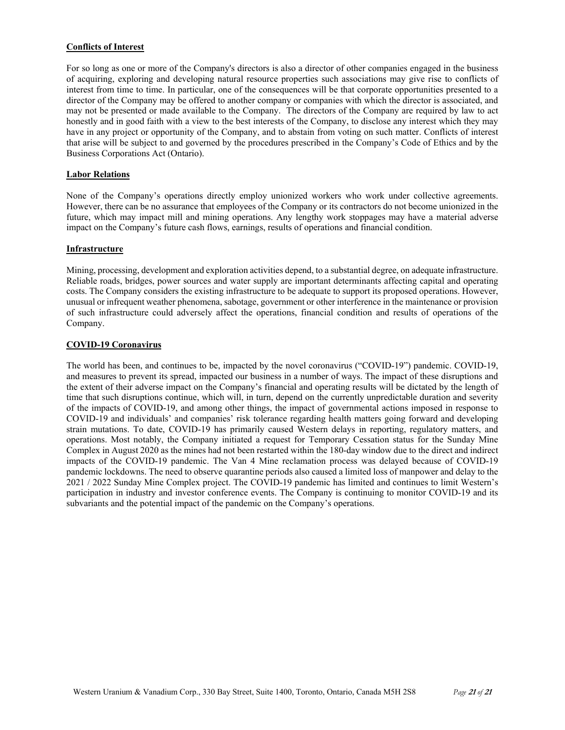**Conflicts of Interest**

For so long as one or more of the Company's directors is also a director of other companies engaged in the business of acquiring, exploring and developing natural resource properties such associations may give rise to conflicts of interest from time to time. In particular, one of the consequences will be that corporate opportunities presented to a director of the Company may be offered to another company or companies with which the director is associated, and may not be presented or made available to the Company. The directors of the Company are required by law to act honestly and in good faith with a view to the best interests of the Company, to disclose any interest which they may have in any project or opportunity of the Company, and to abstain from voting on such matter. Conflicts of interest that arise will be subject to and governed by the procedures prescribed in the Company's Code of Ethics and by the Business Corporations Act (Ontario).

**Labor Relations**

None of the Company's operations directly employ unionized workers who work under collective agreements. However, there can be no assurance that employees of the Company or its contractors do not become unionized in the future, which may impact mill and mining operations. Any lengthy work stoppages may have a material adverse impact on the Company's future cash flows, earnings, results of operations and financial condition.

**Infrastructure**

Mining, processing, development and exploration activities depend, to a substantial degree, on adequate infrastructure. Reliable roads, bridges, power sources and water supply are important determinants affecting capital and operating costs. The Company considers the existing infrastructure to be adequate to support its proposed operations. However, unusual or infrequent weather phenomena, sabotage, government or other interference in the maintenance or provision of such infrastructure could adversely affect the operations, financial condition and results of operations of the Company.

**COVID-19 Coronavirus**

The world has been, and continues to be, impacted by the novel coronavirus ("COVID-19") pandemic. COVID-19, and measures to prevent its spread, impacted our business in a number of ways. The impact of these disruptions and the extent of their adverse impact on the Company's financial and operating results will be dictated by the length of time that such disruptions continue, which will, in turn, depend on the currently unpredictable duration and severity of the impacts of COVID-19, and among other things, the impact of governmental actions imposed in response to COVID-19 and individuals' and companies' risk tolerance regarding health matters going forward and developing strain mutations. To date, COVID-19 has primarily caused Western delays in reporting, regulatory matters, and operations. Most notably, the Company initiated a request for Temporary Cessation status for the Sunday Mine Complex in August 2020 as the mines had not been restarted within the 180-day window due to the direct and indirect impacts of the COVID-19 pandemic. The Van 4 Mine reclamation process was delayed because of COVID-19 pandemic lockdowns. The need to observe quarantine periods also caused a limited loss of manpower and delay to the 2021 / 2022 Sunday Mine Complex project. The COVID-19 pandemic has limited and continues to limit Western's participation in industry and investor conference events. The Company is continuing to monitor COVID-19 and its subvariants and the potential impact of the pandemic on the Company's operations.